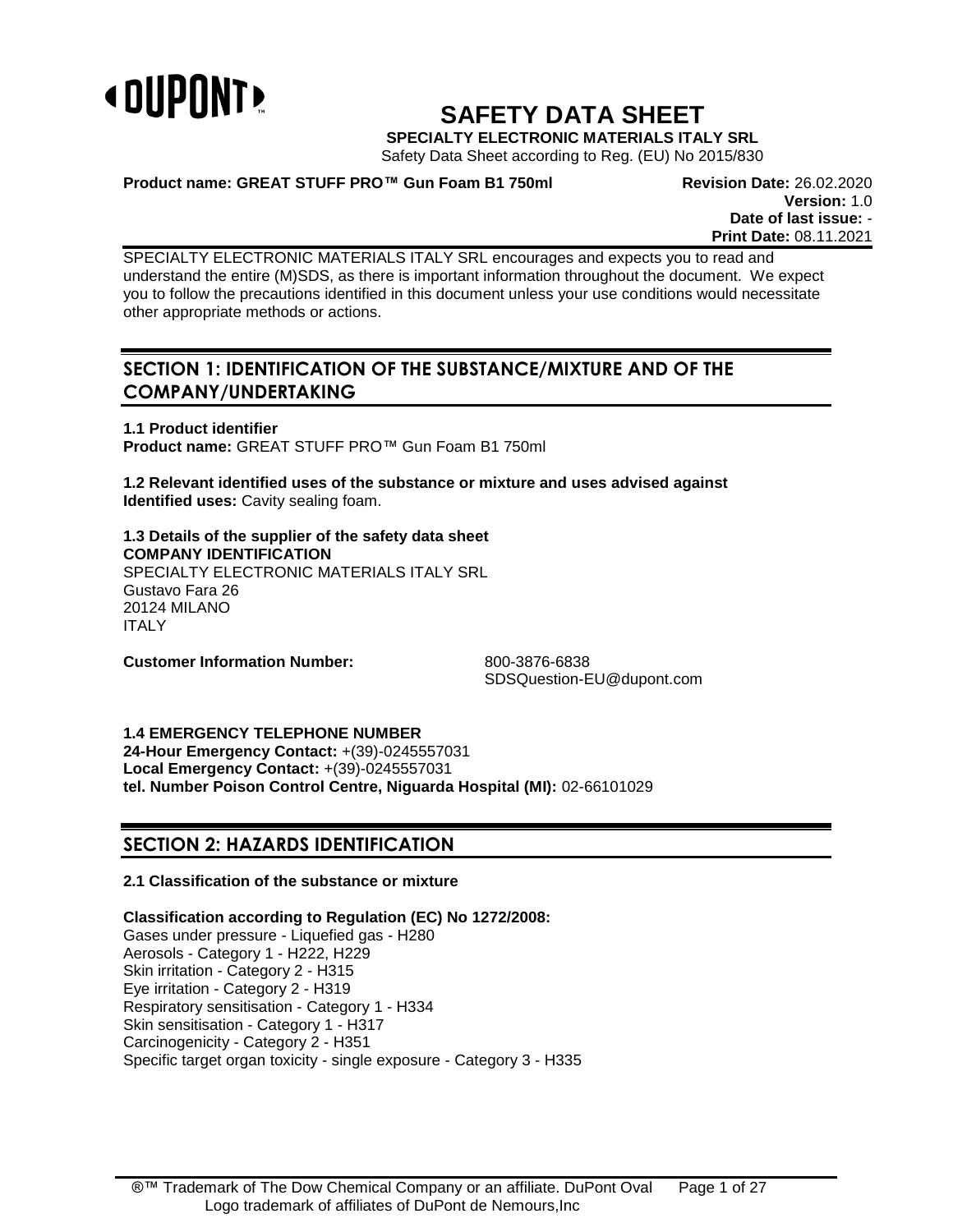# SAFETY DATA SHEET

**SPECIALTY ELECTRONIC MATERIALS ITALY SRL**

Safety Data Sheet according to Reg. (EU) No 2015/830

**Product name: GREAT STUFF PRO™ Gun Foam B1 750ml**

**Revision Date:** 26.02.2020
**Version:** 1.0
**Date of last issue:** -
**Print Date:** 08.11.2021

SPECIALTY ELECTRONIC MATERIALS ITALY SRL encourages and expects you to read and understand the entire (M)SDS, as there is important information throughout the document. We expect you to follow the precautions identified in this document unless your use conditions would necessitate other appropriate methods or actions.

## SECTION 1: IDENTIFICATION OF THE SUBSTANCE/MIXTURE AND OF THE COMPANY/UNDERTAKING

**1.1 Product identifier**
**Product name:** GREAT STUFF PRO™ Gun Foam B1 750ml

**1.2 Relevant identified uses of the substance or mixture and uses advised against**
**Identified uses:** Cavity sealing foam.

**1.3 Details of the supplier of the safety data sheet**
**COMPANY IDENTIFICATION**
SPECIALTY ELECTRONIC MATERIALS ITALY SRL
Gustavo Fara 26
20124 MILANO
ITALY

**Customer Information Number:** 800-3876-6838
SDSQuestion-EU@dupont.com

**1.4 EMERGENCY TELEPHONE NUMBER**
**24-Hour Emergency Contact:** +(39)-0245557031
**Local Emergency Contact:** +(39)-0245557031
**tel. Number Poison Control Centre, Niguarda Hospital (MI):** 02-66101029

## SECTION 2: HAZARDS IDENTIFICATION

**2.1 Classification of the substance or mixture**

**Classification according to Regulation (EC) No 1272/2008:**
Gases under pressure - Liquefied gas - H280
Aerosols - Category 1 - H222, H229
Skin irritation - Category 2 - H315
Eye irritation - Category 2 - H319
Respiratory sensitisation - Category 1 - H334
Skin sensitisation - Category 1 - H317
Carcinogenicity - Category 2 - H351
Specific target organ toxicity - single exposure - Category 3 - H335

®™ Trademark of The Dow Chemical Company or an affiliate. DuPont Oval Logo trademark of affiliates of DuPont de Nemours,Inc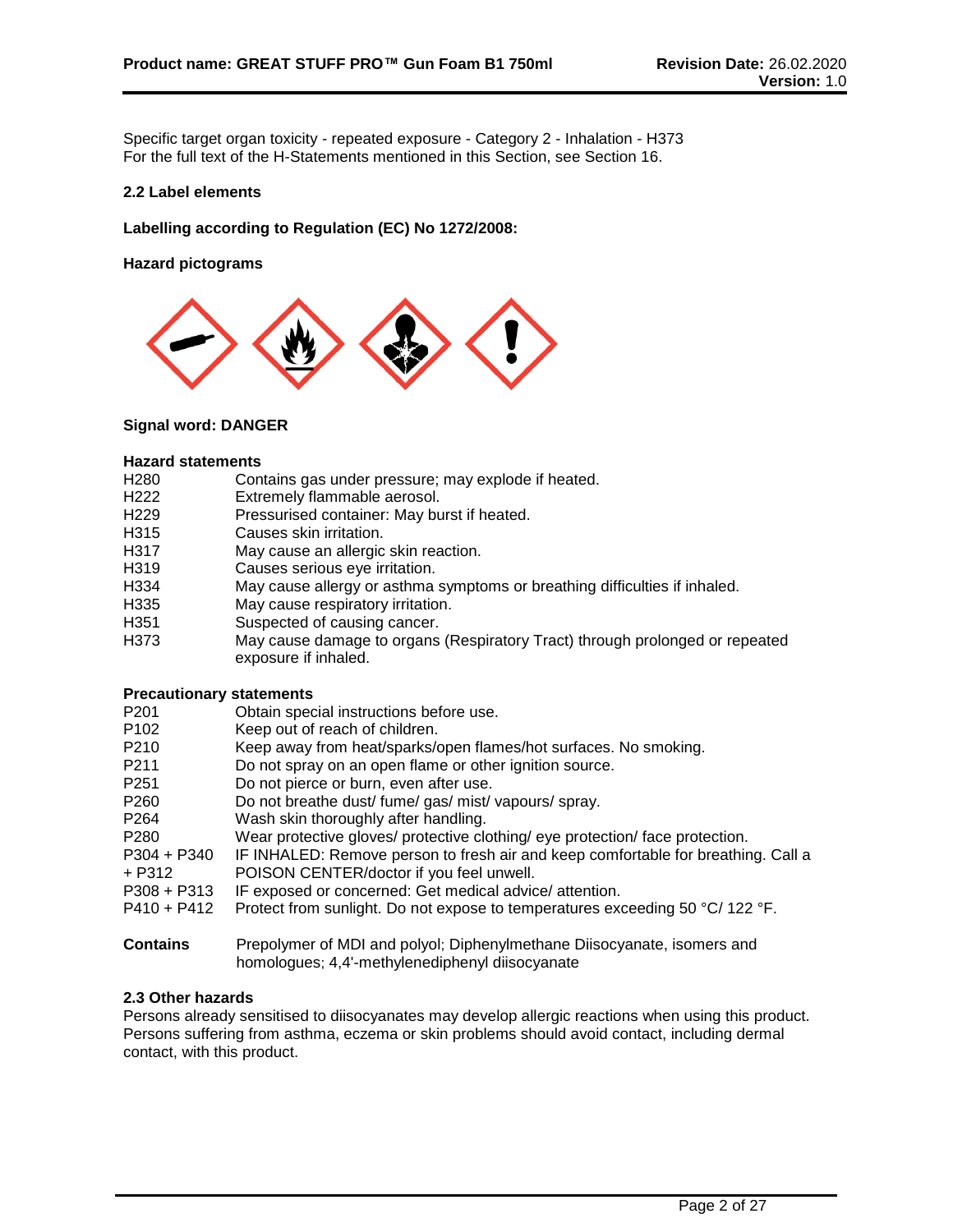Specific target organ toxicity - repeated exposure - Category 2 - Inhalation - H373
For the full text of the H-Statements mentioned in this Section, see Section 16.

### 2.2 Label elements

**Labelling according to Regulation (EC) No 1272/2008:**

**Hazard pictograms**

**Signal word: DANGER**

**Hazard statements**

| | |
|---|---|
| H280 | Contains gas under pressure; may explode if heated. |
| H222 | Extremely flammable aerosol. |
| H229 | Pressurised container: May burst if heated. |
| H315 | Causes skin irritation. |
| H317 | May cause an allergic skin reaction. |
| H319 | Causes serious eye irritation. |
| H334 | May cause allergy or asthma symptoms or breathing difficulties if inhaled. |
| H335 | May cause respiratory irritation. |
| H351 | Suspected of causing cancer. |
| H373 | May cause damage to organs (Respiratory Tract) through prolonged or repeated exposure if inhaled. |

**Precautionary statements**

| | |
|---|---|
| P201 | Obtain special instructions before use. |
| P102 | Keep out of reach of children. |
| P210 | Keep away from heat/sparks/open flames/hot surfaces. No smoking. |
| P211 | Do not spray on an open flame or other ignition source. |
| P251 | Do not pierce or burn, even after use. |
| P260 | Do not breathe dust/ fume/ gas/ mist/ vapours/ spray. |
| P264 | Wash skin thoroughly after handling. |
| P280 | Wear protective gloves/ protective clothing/ eye protection/ face protection. |
| P304 + P340 + P312 | IF INHALED: Remove person to fresh air and keep comfortable for breathing. Call a POISON CENTER/doctor if you feel unwell. |
| P308 + P313 | IF exposed or concerned: Get medical advice/ attention. |
| P410 + P412 | Protect from sunlight. Do not expose to temperatures exceeding 50 °C/ 122 °F. |

**Contains** Prepolymer of MDI and polyol; Diphenylmethane Diisocyanate, isomers and homologues; 4,4'-methylenediphenyl diisocyanate

### 2.3 Other hazards

Persons already sensitised to diisocyanates may develop allergic reactions when using this product. Persons suffering from asthma, eczema or skin problems should avoid contact, including dermal contact, with this product.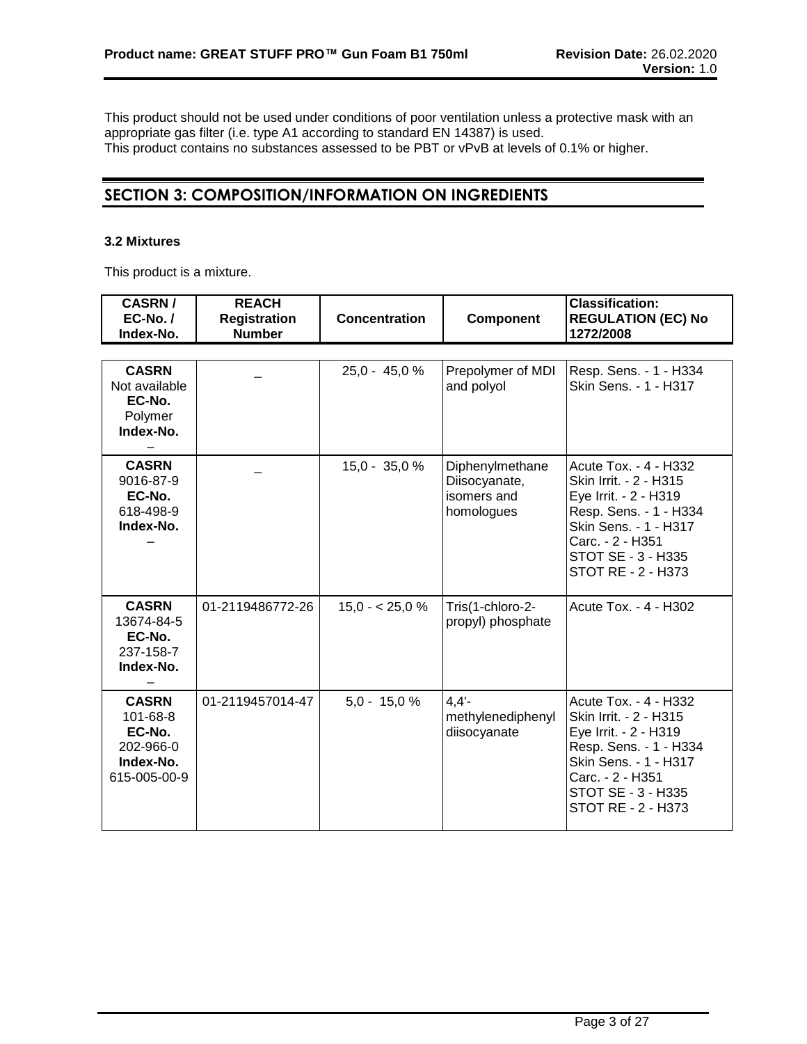This product should not be used under conditions of poor ventilation unless a protective mask with an appropriate gas filter (i.e. type A1 according to standard EN 14387) is used.
This product contains no substances assessed to be PBT or vPvB at levels of 0.1% or higher.

## SECTION 3: COMPOSITION/INFORMATION ON INGREDIENTS

### 3.2 Mixtures

This product is a mixture.

| CASRN / EC-No. / Index-No. | REACH Registration Number | Concentration | Component | Classification: REGULATION (EC) No 1272/2008 |
|---|---|---|---|---|
| **CASRN** Not available **EC-No.** Polymer **Index-No.** – | – | 25,0 - 45,0 % | Prepolymer of MDI and polyol | Resp. Sens. - 1 - H334<br>Skin Sens. - 1 - H317 |
| **CASRN** 9016-87-9 **EC-No.** 618-498-9 **Index-No.** – | – | 15,0 - 35,0 % | Diphenylmethane Diisocyanate, isomers and homologues | Acute Tox. - 4 - H332<br>Skin Irrit. - 2 - H315<br>Eye Irrit. - 2 - H319<br>Resp. Sens. - 1 - H334<br>Skin Sens. - 1 - H317<br>Carc. - 2 - H351<br>STOT SE - 3 - H335<br>STOT RE - 2 - H373 |
| **CASRN** 13674-84-5 **EC-No.** 237-158-7 **Index-No.** – | 01-2119486772-26 | 15,0 - < 25,0 % | Tris(1-chloro-2-propyl) phosphate | Acute Tox. - 4 - H302 |
| **CASRN** 101-68-8 **EC-No.** 202-966-0 **Index-No.** 615-005-00-9 | 01-2119457014-47 | 5,0 - 15,0 % | 4,4'-methylenediphenyl diisocyanate | Acute Tox. - 4 - H332<br>Skin Irrit. - 2 - H315<br>Eye Irrit. - 2 - H319<br>Resp. Sens. - 1 - H334<br>Skin Sens. - 1 - H317<br>Carc. - 2 - H351<br>STOT SE - 3 - H335<br>STOT RE - 2 - H373 |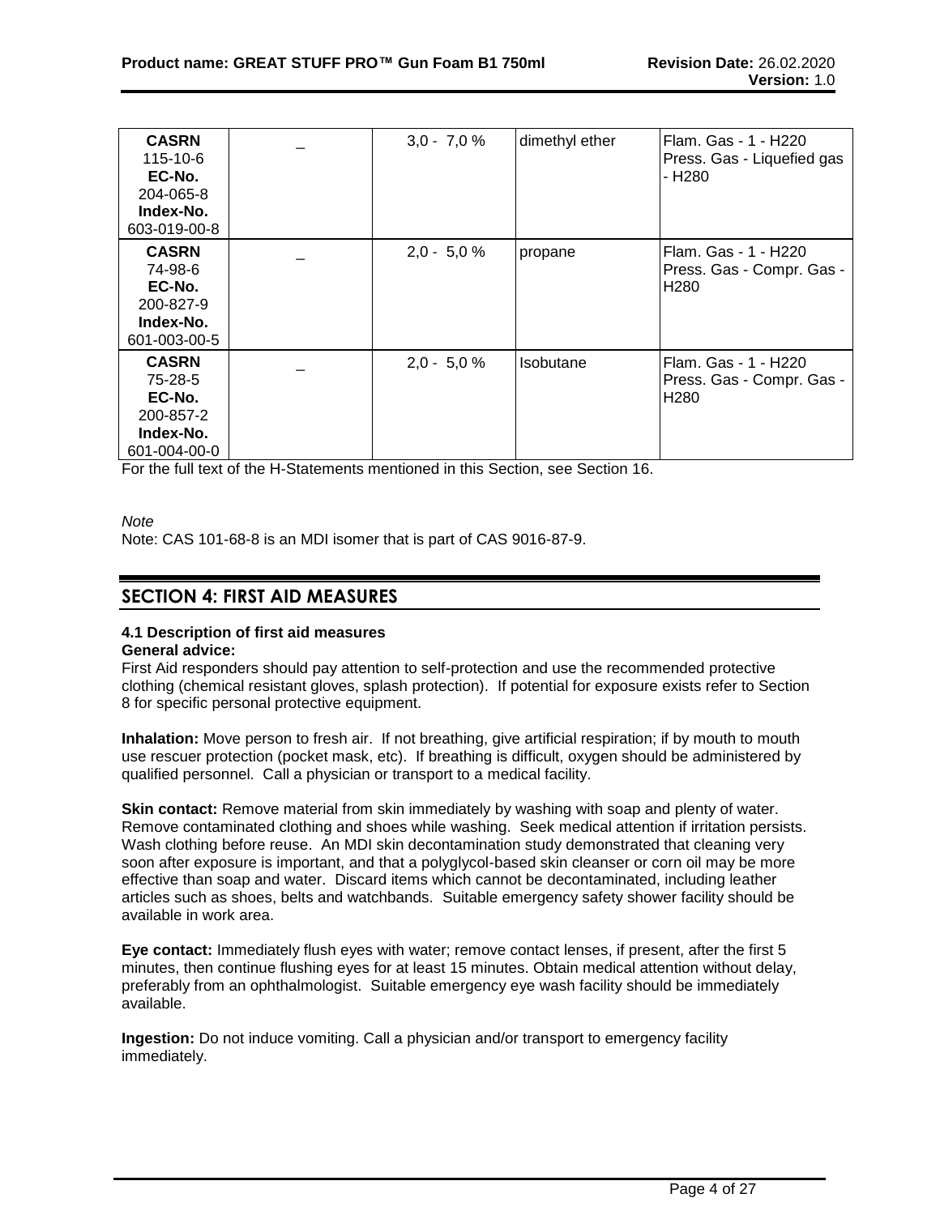| | | | | |
|---|---|---|---|---|
| **CASRN**<br>115-10-6<br>**EC-No.**<br>204-065-8<br>**Index-No.**<br>603-019-00-8 | _ | 3,0 - 7,0 % | dimethyl ether | Flam. Gas - 1 - H220<br>Press. Gas - Liquefied gas - H280 |
| **CASRN**<br>74-98-6<br>**EC-No.**<br>200-827-9<br>**Index-No.**<br>601-003-00-5 | _ | 2,0 - 5,0 % | propane | Flam. Gas - 1 - H220<br>Press. Gas - Compr. Gas - H280 |
| **CASRN**<br>75-28-5<br>**EC-No.**<br>200-857-2<br>**Index-No.**<br>601-004-00-0 | _ | 2,0 - 5,0 % | Isobutane | Flam. Gas - 1 - H220<br>Press. Gas - Compr. Gas - H280 |

For the full text of the H-Statements mentioned in this Section, see Section 16.

*Note*

Note: CAS 101-68-8 is an MDI isomer that is part of CAS 9016-87-9.

## SECTION 4: FIRST AID MEASURES

### 4.1 Description of first aid measures

**General advice:**

First Aid responders should pay attention to self-protection and use the recommended protective clothing (chemical resistant gloves, splash protection). If potential for exposure exists refer to Section 8 for specific personal protective equipment.

**Inhalation:** Move person to fresh air. If not breathing, give artificial respiration; if by mouth to mouth use rescuer protection (pocket mask, etc). If breathing is difficult, oxygen should be administered by qualified personnel. Call a physician or transport to a medical facility.

**Skin contact:** Remove material from skin immediately by washing with soap and plenty of water. Remove contaminated clothing and shoes while washing. Seek medical attention if irritation persists. Wash clothing before reuse. An MDI skin decontamination study demonstrated that cleaning very soon after exposure is important, and that a polyglycol-based skin cleanser or corn oil may be more effective than soap and water. Discard items which cannot be decontaminated, including leather articles such as shoes, belts and watchbands. Suitable emergency safety shower facility should be available in work area.

**Eye contact:** Immediately flush eyes with water; remove contact lenses, if present, after the first 5 minutes, then continue flushing eyes for at least 15 minutes. Obtain medical attention without delay, preferably from an ophthalmologist. Suitable emergency eye wash facility should be immediately available.

**Ingestion:** Do not induce vomiting. Call a physician and/or transport to emergency facility immediately.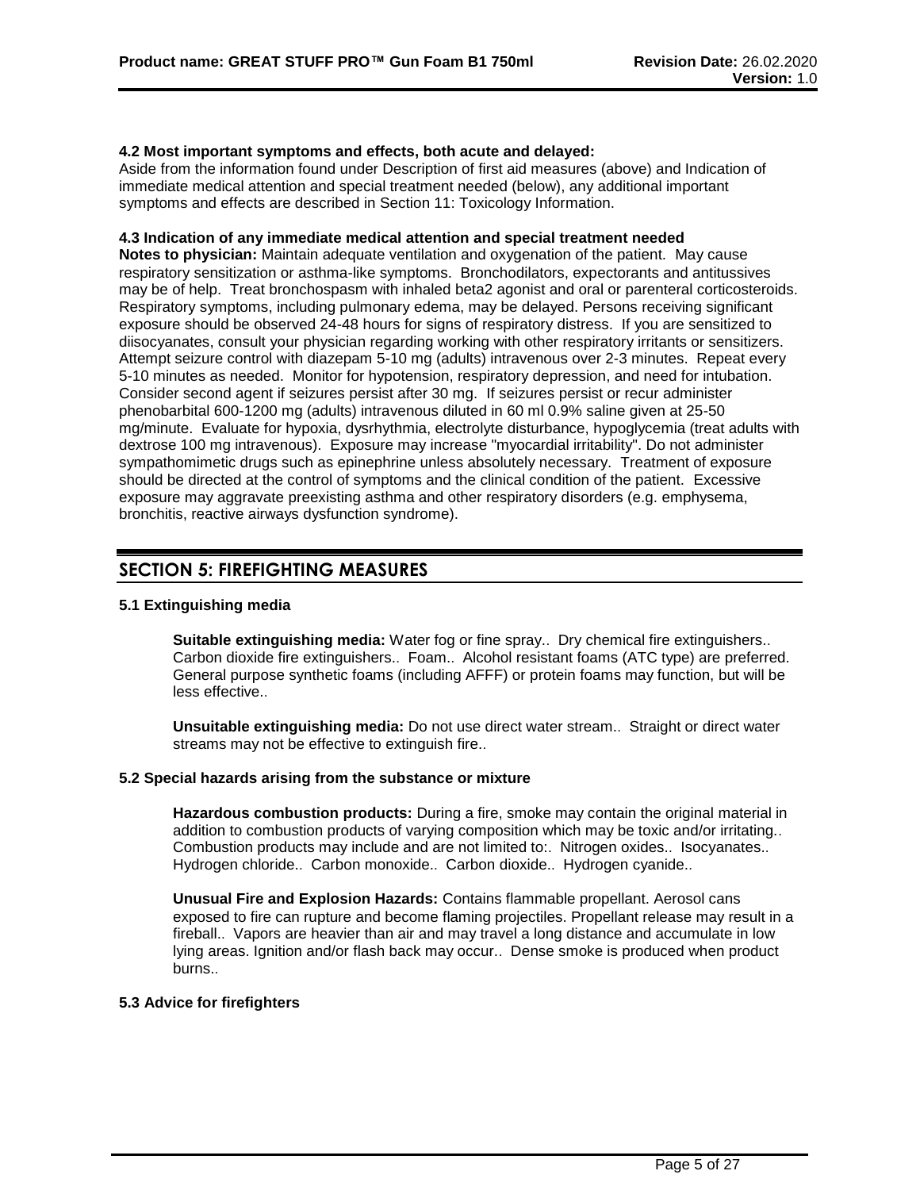### 4.2 Most important symptoms and effects, both acute and delayed:

Aside from the information found under Description of first aid measures (above) and Indication of immediate medical attention and special treatment needed (below), any additional important symptoms and effects are described in Section 11: Toxicology Information.

### 4.3 Indication of any immediate medical attention and special treatment needed

**Notes to physician:** Maintain adequate ventilation and oxygenation of the patient. May cause respiratory sensitization or asthma-like symptoms. Bronchodilators, expectorants and antitussives may be of help. Treat bronchospasm with inhaled beta2 agonist and oral or parenteral corticosteroids. Respiratory symptoms, including pulmonary edema, may be delayed. Persons receiving significant exposure should be observed 24-48 hours for signs of respiratory distress. If you are sensitized to diisocyanates, consult your physician regarding working with other respiratory irritants or sensitizers. Attempt seizure control with diazepam 5-10 mg (adults) intravenous over 2-3 minutes. Repeat every 5-10 minutes as needed. Monitor for hypotension, respiratory depression, and need for intubation. Consider second agent if seizures persist after 30 mg. If seizures persist or recur administer phenobarbital 600-1200 mg (adults) intravenous diluted in 60 ml 0.9% saline given at 25-50 mg/minute. Evaluate for hypoxia, dysrhythmia, electrolyte disturbance, hypoglycemia (treat adults with dextrose 100 mg intravenous). Exposure may increase "myocardial irritability". Do not administer sympathomimetic drugs such as epinephrine unless absolutely necessary. Treatment of exposure should be directed at the control of symptoms and the clinical condition of the patient. Excessive exposure may aggravate preexisting asthma and other respiratory disorders (e.g. emphysema, bronchitis, reactive airways dysfunction syndrome).

## SECTION 5: FIREFIGHTING MEASURES

### 5.1 Extinguishing media

**Suitable extinguishing media:** Water fog or fine spray.. Dry chemical fire extinguishers.. Carbon dioxide fire extinguishers.. Foam.. Alcohol resistant foams (ATC type) are preferred. General purpose synthetic foams (including AFFF) or protein foams may function, but will be less effective..

**Unsuitable extinguishing media:** Do not use direct water stream.. Straight or direct water streams may not be effective to extinguish fire..

### 5.2 Special hazards arising from the substance or mixture

**Hazardous combustion products:** During a fire, smoke may contain the original material in addition to combustion products of varying composition which may be toxic and/or irritating.. Combustion products may include and are not limited to:. Nitrogen oxides.. Isocyanates.. Hydrogen chloride.. Carbon monoxide.. Carbon dioxide.. Hydrogen cyanide..

**Unusual Fire and Explosion Hazards:** Contains flammable propellant. Aerosol cans exposed to fire can rupture and become flaming projectiles. Propellant release may result in a fireball.. Vapors are heavier than air and may travel a long distance and accumulate in low lying areas. Ignition and/or flash back may occur.. Dense smoke is produced when product burns..

### 5.3 Advice for firefighters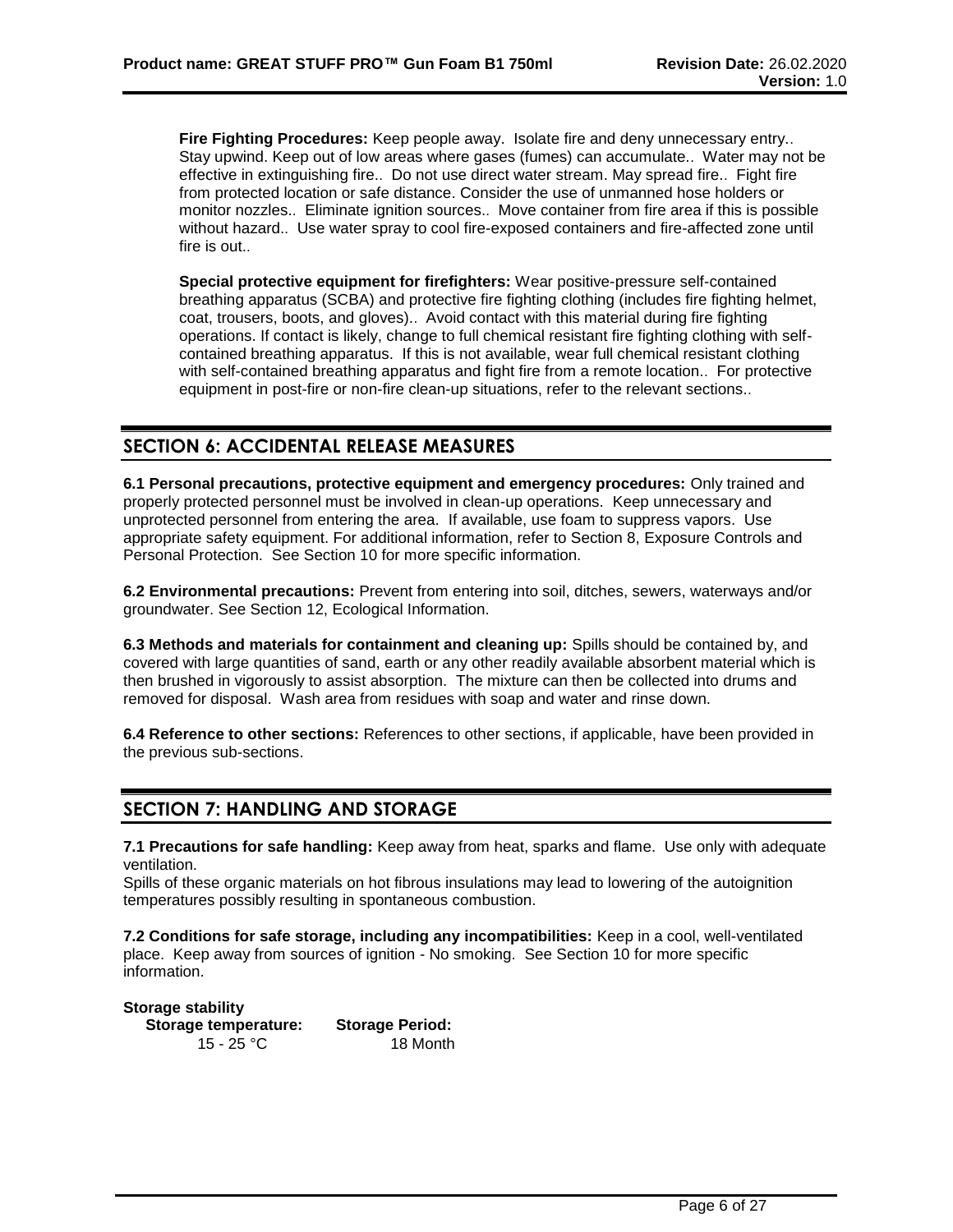**Fire Fighting Procedures:** Keep people away. Isolate fire and deny unnecessary entry.. Stay upwind. Keep out of low areas where gases (fumes) can accumulate.. Water may not be effective in extinguishing fire.. Do not use direct water stream. May spread fire.. Fight fire from protected location or safe distance. Consider the use of unmanned hose holders or monitor nozzles.. Eliminate ignition sources.. Move container from fire area if this is possible without hazard.. Use water spray to cool fire-exposed containers and fire-affected zone until fire is out..

**Special protective equipment for firefighters:** Wear positive-pressure self-contained breathing apparatus (SCBA) and protective fire fighting clothing (includes fire fighting helmet, coat, trousers, boots, and gloves).. Avoid contact with this material during fire fighting operations. If contact is likely, change to full chemical resistant fire fighting clothing with self-contained breathing apparatus. If this is not available, wear full chemical resistant clothing with self-contained breathing apparatus and fight fire from a remote location.. For protective equipment in post-fire or non-fire clean-up situations, refer to the relevant sections..

## SECTION 6: ACCIDENTAL RELEASE MEASURES

**6.1 Personal precautions, protective equipment and emergency procedures:** Only trained and properly protected personnel must be involved in clean-up operations. Keep unnecessary and unprotected personnel from entering the area. If available, use foam to suppress vapors. Use appropriate safety equipment. For additional information, refer to Section 8, Exposure Controls and Personal Protection. See Section 10 for more specific information.

**6.2 Environmental precautions:** Prevent from entering into soil, ditches, sewers, waterways and/or groundwater. See Section 12, Ecological Information.

**6.3 Methods and materials for containment and cleaning up:** Spills should be contained by, and covered with large quantities of sand, earth or any other readily available absorbent material which is then brushed in vigorously to assist absorption. The mixture can then be collected into drums and removed for disposal. Wash area from residues with soap and water and rinse down.

**6.4 Reference to other sections:** References to other sections, if applicable, have been provided in the previous sub-sections.

## SECTION 7: HANDLING AND STORAGE

**7.1 Precautions for safe handling:** Keep away from heat, sparks and flame. Use only with adequate ventilation.
Spills of these organic materials on hot fibrous insulations may lead to lowering of the autoignition temperatures possibly resulting in spontaneous combustion.

**7.2 Conditions for safe storage, including any incompatibilities:** Keep in a cool, well-ventilated place. Keep away from sources of ignition - No smoking. See Section 10 for more specific information.

**Storage stability**

| Storage temperature: | Storage Period: |
|---|---|
| 15 - 25 °C | 18 Month |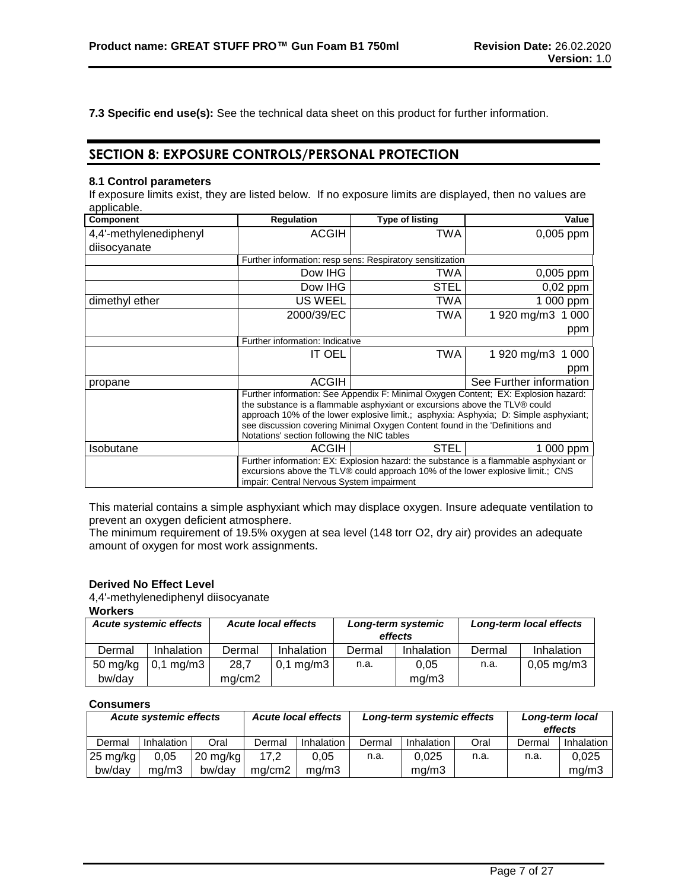**7.3 Specific end use(s):** See the technical data sheet on this product for further information.

# SECTION 8: EXPOSURE CONTROLS/PERSONAL PROTECTION

### 8.1 Control parameters

If exposure limits exist, they are listed below. If no exposure limits are displayed, then no values are applicable.

| Component | Regulation | Type of listing | Value |
|---|---|---|---|
| 4,4'-methylenediphenyl diisocyanate | ACGIH | TWA | 0,005 ppm |
| | Further information: resp sens: Respiratory sensitization | | |
| | Dow IHG | TWA | 0,005 ppm |
| | Dow IHG | STEL | 0,02 ppm |
| dimethyl ether | US WEEL | TWA | 1 000 ppm |
| | 2000/39/EC | TWA | 1 920 mg/m3 1 000 ppm |
| | Further information: Indicative | | |
| | IT OEL | TWA | 1 920 mg/m3 1 000 ppm |
| propane | ACGIH | | See Further information |
| | Further information: See Appendix F: Minimal Oxygen Content; EX: Explosion hazard: the substance is a flammable asphyxiant or excursions above the TLV® could approach 10% of the lower explosive limit.; asphyxia: Asphyxia; D: Simple asphyxiant; see discussion covering Minimal Oxygen Content found in the 'Definitions and Notations' section following the NIC tables | | |
| Isobutane | ACGIH | STEL | 1 000 ppm |
| | Further information: EX: Explosion hazard: the substance is a flammable asphyxiant or excursions above the TLV® could approach 10% of the lower explosive limit.; CNS impair: Central Nervous System impairment | | |

This material contains a simple asphyxiant which may displace oxygen. Insure adequate ventilation to prevent an oxygen deficient atmosphere.
The minimum requirement of 19.5% oxygen at sea level (148 torr O2, dry air) provides an adequate amount of oxygen for most work assignments.

**Derived No Effect Level**

4,4'-methylenediphenyl diisocyanate

**Workers**

| *Acute systemic effects* | | *Acute local effects* | | *Long-term systemic effects* | | *Long-term local effects* | |
|---|---|---|---|---|---|---|---|
| Dermal | Inhalation | Dermal | Inhalation | Dermal | Inhalation | Dermal | Inhalation |
| 50 mg/kg bw/day | 0,1 mg/m3 | 28,7 mg/cm2 | 0,1 mg/m3 | n.a. | 0,05 mg/m3 | n.a. | 0,05 mg/m3 |

**Consumers**

| *Acute systemic effects* | | | *Acute local effects* | | *Long-term systemic effects* | | | *Long-term local effects* | |
|---|---|---|---|---|---|---|---|---|---|
| Dermal | Inhalation | Oral | Dermal | Inhalation | Dermal | Inhalation | Oral | Dermal | Inhalation |
| 25 mg/kg bw/day | 0,05 mg/m3 | 20 mg/kg bw/day | 17,2 mg/cm2 | 0,05 mg/m3 | n.a. | 0,025 mg/m3 | n.a. | n.a. | 0,025 mg/m3 |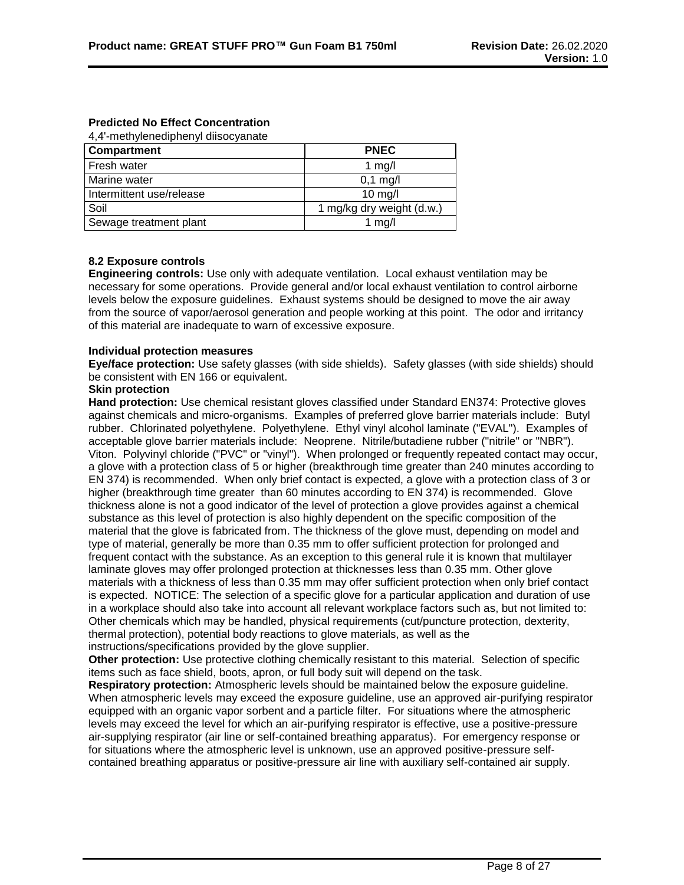**Predicted No Effect Concentration**

4,4'-methylenediphenyl diisocyanate

| Compartment | PNEC |
|---|---|
| Fresh water | 1 mg/l |
| Marine water | 0,1 mg/l |
| Intermittent use/release | 10 mg/l |
| Soil | 1 mg/kg dry weight (d.w.) |
| Sewage treatment plant | 1 mg/l |

**8.2 Exposure controls**

**Engineering controls:** Use only with adequate ventilation. Local exhaust ventilation may be necessary for some operations. Provide general and/or local exhaust ventilation to control airborne levels below the exposure guidelines. Exhaust systems should be designed to move the air away from the source of vapor/aerosol generation and people working at this point. The odor and irritancy of this material are inadequate to warn of excessive exposure.

**Individual protection measures**

**Eye/face protection:** Use safety glasses (with side shields). Safety glasses (with side shields) should be consistent with EN 166 or equivalent.

**Skin protection**

**Hand protection:** Use chemical resistant gloves classified under Standard EN374: Protective gloves against chemicals and micro-organisms. Examples of preferred glove barrier materials include: Butyl rubber. Chlorinated polyethylene. Polyethylene. Ethyl vinyl alcohol laminate ("EVAL"). Examples of acceptable glove barrier materials include: Neoprene. Nitrile/butadiene rubber ("nitrile" or "NBR"). Viton. Polyvinyl chloride ("PVC" or "vinyl"). When prolonged or frequently repeated contact may occur, a glove with a protection class of 5 or higher (breakthrough time greater than 240 minutes according to EN 374) is recommended. When only brief contact is expected, a glove with a protection class of 3 or higher (breakthrough time greater than 60 minutes according to EN 374) is recommended. Glove thickness alone is not a good indicator of the level of protection a glove provides against a chemical substance as this level of protection is also highly dependent on the specific composition of the material that the glove is fabricated from. The thickness of the glove must, depending on model and type of material, generally be more than 0.35 mm to offer sufficient protection for prolonged and frequent contact with the substance. As an exception to this general rule it is known that multilayer laminate gloves may offer prolonged protection at thicknesses less than 0.35 mm. Other glove materials with a thickness of less than 0.35 mm may offer sufficient protection when only brief contact is expected. NOTICE: The selection of a specific glove for a particular application and duration of use in a workplace should also take into account all relevant workplace factors such as, but not limited to: Other chemicals which may be handled, physical requirements (cut/puncture protection, dexterity, thermal protection), potential body reactions to glove materials, as well as the instructions/specifications provided by the glove supplier.

**Other protection:** Use protective clothing chemically resistant to this material. Selection of specific items such as face shield, boots, apron, or full body suit will depend on the task.

**Respiratory protection:** Atmospheric levels should be maintained below the exposure guideline. When atmospheric levels may exceed the exposure guideline, use an approved air-purifying respirator equipped with an organic vapor sorbent and a particle filter. For situations where the atmospheric levels may exceed the level for which an air-purifying respirator is effective, use a positive-pressure air-supplying respirator (air line or self-contained breathing apparatus). For emergency response or for situations where the atmospheric level is unknown, use an approved positive-pressure self-contained breathing apparatus or positive-pressure air line with auxiliary self-contained air supply.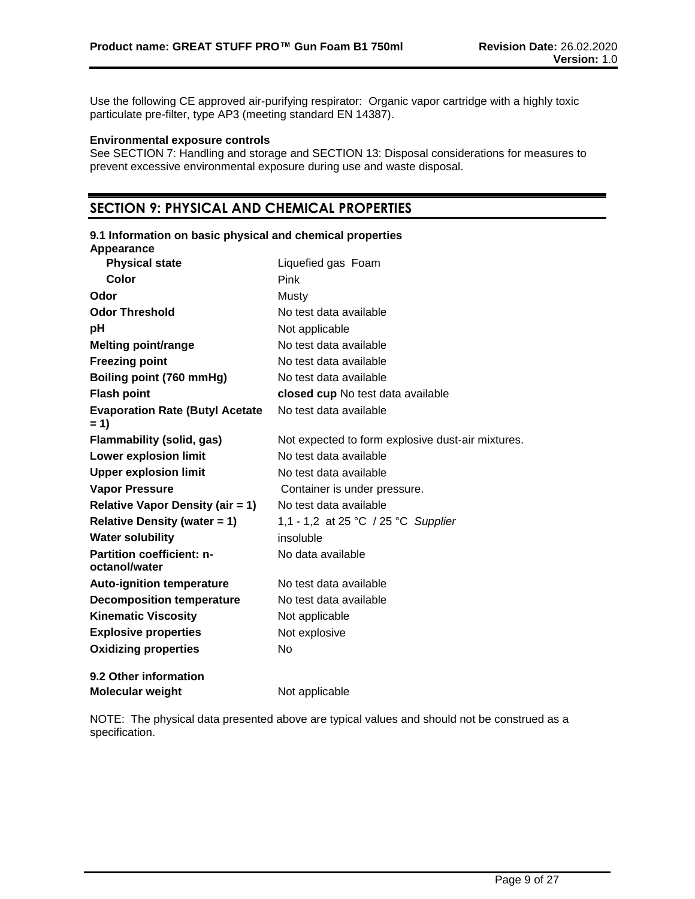Use the following CE approved air-purifying respirator: Organic vapor cartridge with a highly toxic particulate pre-filter, type AP3 (meeting standard EN 14387).

**Environmental exposure controls**
See SECTION 7: Handling and storage and SECTION 13: Disposal considerations for measures to prevent excessive environmental exposure during use and waste disposal.

## SECTION 9: PHYSICAL AND CHEMICAL PROPERTIES

### 9.1 Information on basic physical and chemical properties

| | |
|---|---|
| **Appearance** | |
| **Physical state** | Liquefied gas Foam |
| **Color** | Pink |
| **Odor** | Musty |
| **Odor Threshold** | No test data available |
| **pH** | Not applicable |
| **Melting point/range** | No test data available |
| **Freezing point** | No test data available |
| **Boiling point (760 mmHg)** | No test data available |
| **Flash point** | **closed cup** No test data available |
| **Evaporation Rate (Butyl Acetate = 1)** | No test data available |
| **Flammability (solid, gas)** | Not expected to form explosive dust-air mixtures. |
| **Lower explosion limit** | No test data available |
| **Upper explosion limit** | No test data available |
| **Vapor Pressure** | Container is under pressure. |
| **Relative Vapor Density (air = 1)** | No test data available |
| **Relative Density (water = 1)** | 1,1 - 1,2 at 25 °C / 25 °C *Supplier* |
| **Water solubility** | insoluble |
| **Partition coefficient: n-octanol/water** | No data available |
| **Auto-ignition temperature** | No test data available |
| **Decomposition temperature** | No test data available |
| **Kinematic Viscosity** | Not applicable |
| **Explosive properties** | Not explosive |
| **Oxidizing properties** | No |

### 9.2 Other information

| | |
|---|---|
| **Molecular weight** | Not applicable |

NOTE: The physical data presented above are typical values and should not be construed as a specification.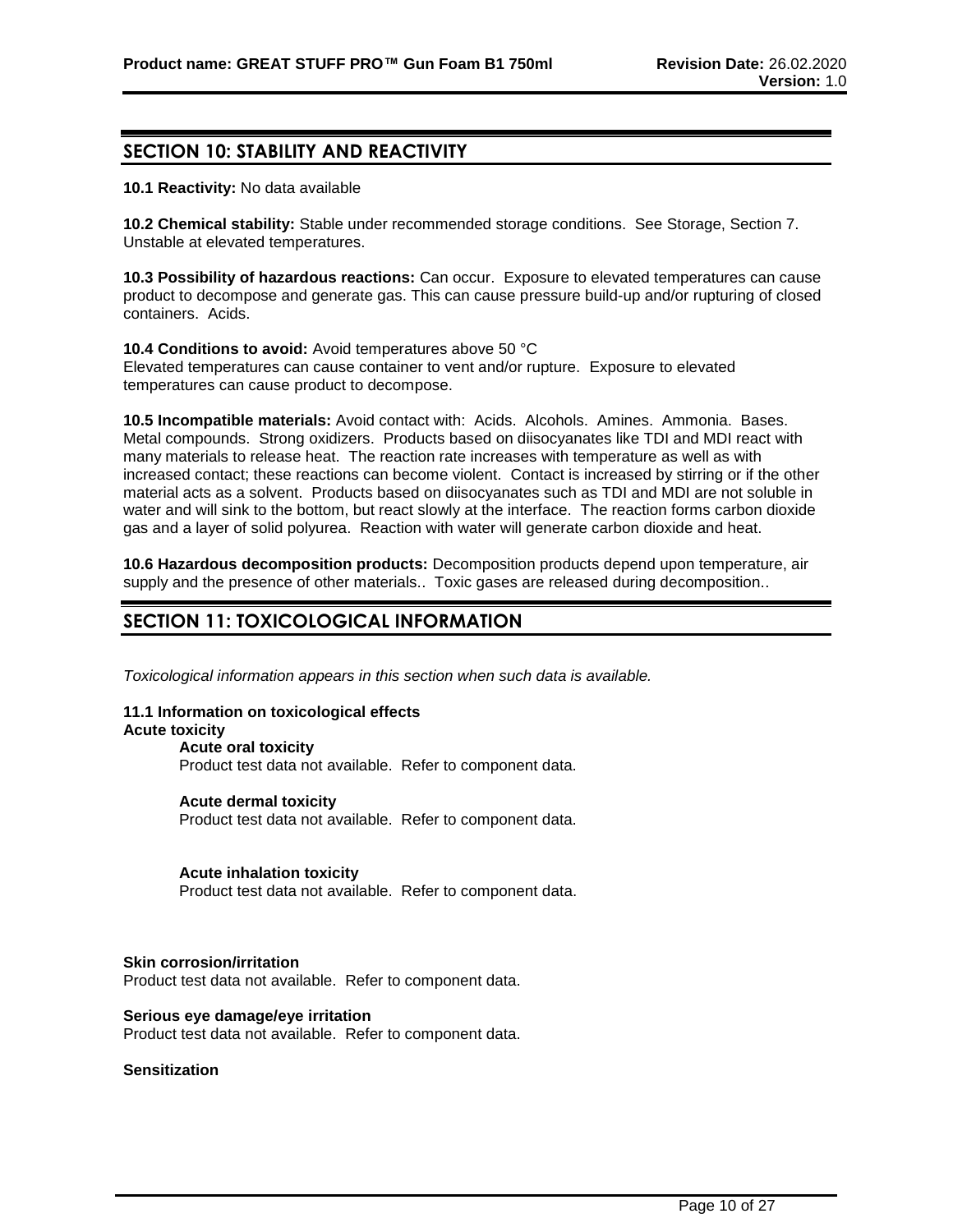## SECTION 10: STABILITY AND REACTIVITY

**10.1 Reactivity:** No data available

**10.2 Chemical stability:** Stable under recommended storage conditions. See Storage, Section 7. Unstable at elevated temperatures.

**10.3 Possibility of hazardous reactions:** Can occur. Exposure to elevated temperatures can cause product to decompose and generate gas. This can cause pressure build-up and/or rupturing of closed containers. Acids.

**10.4 Conditions to avoid:** Avoid temperatures above 50 °C
Elevated temperatures can cause container to vent and/or rupture. Exposure to elevated temperatures can cause product to decompose.

**10.5 Incompatible materials:** Avoid contact with: Acids. Alcohols. Amines. Ammonia. Bases. Metal compounds. Strong oxidizers. Products based on diisocyanates like TDI and MDI react with many materials to release heat. The reaction rate increases with temperature as well as with increased contact; these reactions can become violent. Contact is increased by stirring or if the other material acts as a solvent. Products based on diisocyanates such as TDI and MDI are not soluble in water and will sink to the bottom, but react slowly at the interface. The reaction forms carbon dioxide gas and a layer of solid polyurea. Reaction with water will generate carbon dioxide and heat.

**10.6 Hazardous decomposition products:** Decomposition products depend upon temperature, air supply and the presence of other materials.. Toxic gases are released during decomposition..

## SECTION 11: TOXICOLOGICAL INFORMATION

*Toxicological information appears in this section when such data is available.*

**11.1 Information on toxicological effects**

**Acute toxicity**

**Acute oral toxicity**
Product test data not available. Refer to component data.

**Acute dermal toxicity**
Product test data not available. Refer to component data.

**Acute inhalation toxicity**
Product test data not available. Refer to component data.

**Skin corrosion/irritation**
Product test data not available. Refer to component data.

**Serious eye damage/eye irritation**
Product test data not available. Refer to component data.

**Sensitization**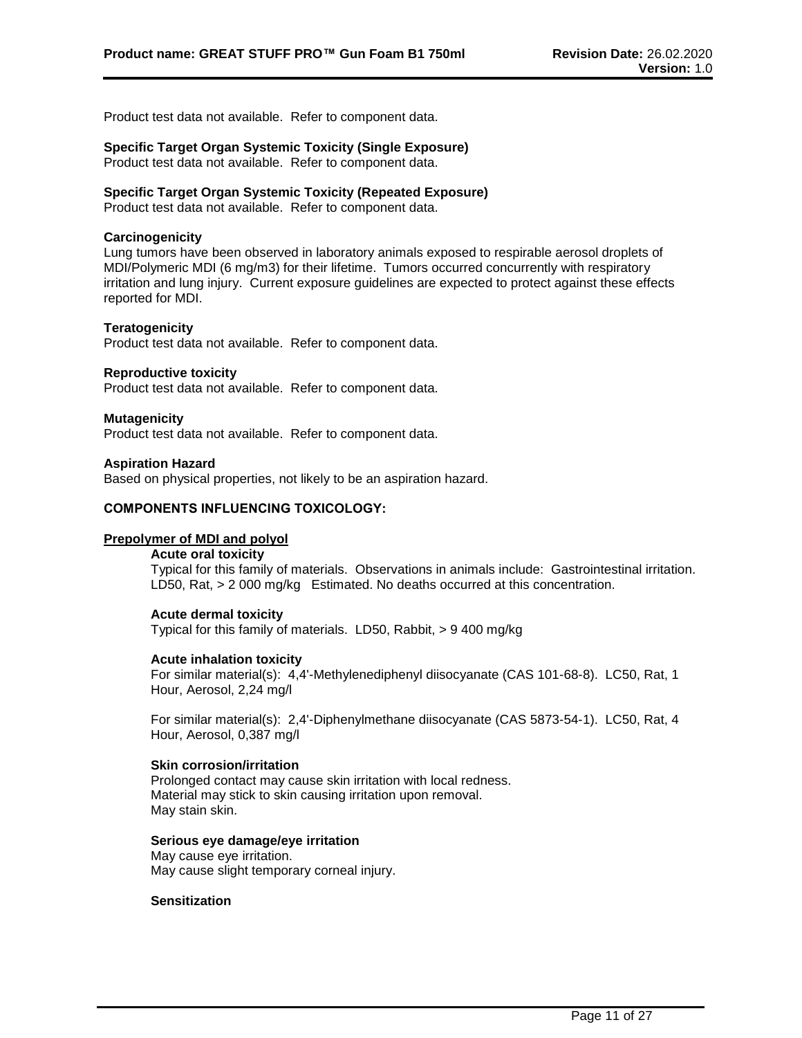Product test data not available. Refer to component data.

**Specific Target Organ Systemic Toxicity (Single Exposure)**
Product test data not available. Refer to component data.

**Specific Target Organ Systemic Toxicity (Repeated Exposure)**
Product test data not available. Refer to component data.

**Carcinogenicity**
Lung tumors have been observed in laboratory animals exposed to respirable aerosol droplets of MDI/Polymeric MDI (6 mg/m3) for their lifetime. Tumors occurred concurrently with respiratory irritation and lung injury. Current exposure guidelines are expected to protect against these effects reported for MDI.

**Teratogenicity**
Product test data not available. Refer to component data.

**Reproductive toxicity**
Product test data not available. Refer to component data.

**Mutagenicity**
Product test data not available. Refer to component data.

**Aspiration Hazard**
Based on physical properties, not likely to be an aspiration hazard.

**COMPONENTS INFLUENCING TOXICOLOGY:**

**Prepolymer of MDI and polyol**

**Acute oral toxicity**
Typical for this family of materials. Observations in animals include: Gastrointestinal irritation.
LD50, Rat, > 2 000 mg/kg Estimated. No deaths occurred at this concentration.

**Acute dermal toxicity**
Typical for this family of materials. LD50, Rabbit, > 9 400 mg/kg

**Acute inhalation toxicity**
For similar material(s): 4,4'-Methylenediphenyl diisocyanate (CAS 101-68-8). LC50, Rat, 1 Hour, Aerosol, 2,24 mg/l

For similar material(s): 2,4'-Diphenylmethane diisocyanate (CAS 5873-54-1). LC50, Rat, 4 Hour, Aerosol, 0,387 mg/l

**Skin corrosion/irritation**
Prolonged contact may cause skin irritation with local redness.
Material may stick to skin causing irritation upon removal.
May stain skin.

**Serious eye damage/eye irritation**
May cause eye irritation.
May cause slight temporary corneal injury.

**Sensitization**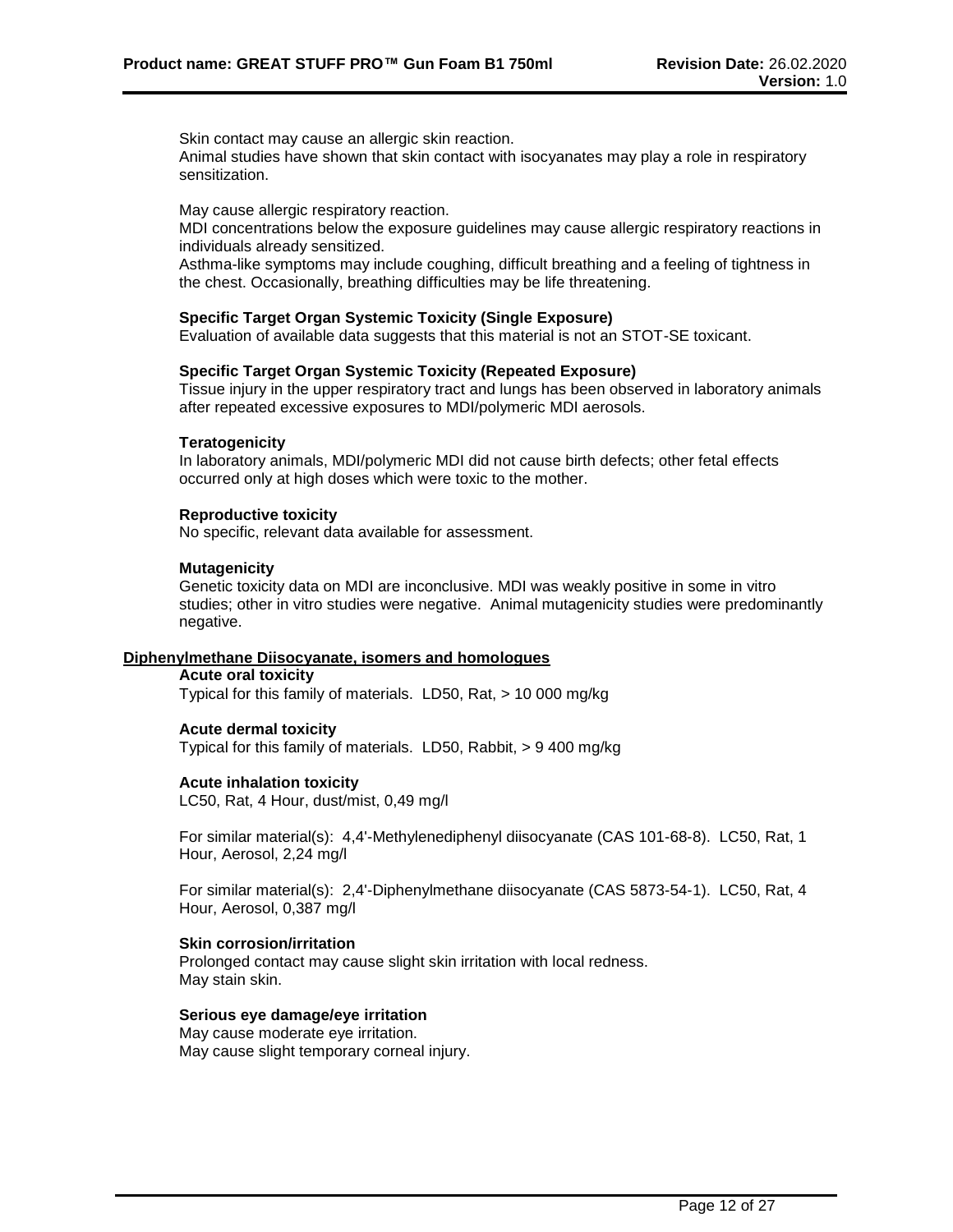Skin contact may cause an allergic skin reaction.
Animal studies have shown that skin contact with isocyanates may play a role in respiratory sensitization.

May cause allergic respiratory reaction.
MDI concentrations below the exposure guidelines may cause allergic respiratory reactions in individuals already sensitized.
Asthma-like symptoms may include coughing, difficult breathing and a feeling of tightness in the chest. Occasionally, breathing difficulties may be life threatening.

**Specific Target Organ Systemic Toxicity (Single Exposure)**
Evaluation of available data suggests that this material is not an STOT-SE toxicant.

**Specific Target Organ Systemic Toxicity (Repeated Exposure)**
Tissue injury in the upper respiratory tract and lungs has been observed in laboratory animals after repeated excessive exposures to MDI/polymeric MDI aerosols.

**Teratogenicity**
In laboratory animals, MDI/polymeric MDI did not cause birth defects; other fetal effects occurred only at high doses which were toxic to the mother.

**Reproductive toxicity**
No specific, relevant data available for assessment.

**Mutagenicity**
Genetic toxicity data on MDI are inconclusive. MDI was weakly positive in some in vitro studies; other in vitro studies were negative. Animal mutagenicity studies were predominantly negative.

**Diphenylmethane Diisocyanate, isomers and homologues**

**Acute oral toxicity**
Typical for this family of materials. LD50, Rat, > 10 000 mg/kg

**Acute dermal toxicity**
Typical for this family of materials. LD50, Rabbit, > 9 400 mg/kg

**Acute inhalation toxicity**
LC50, Rat, 4 Hour, dust/mist, 0,49 mg/l

For similar material(s): 4,4'-Methylenediphenyl diisocyanate (CAS 101-68-8). LC50, Rat, 1 Hour, Aerosol, 2,24 mg/l

For similar material(s): 2,4'-Diphenylmethane diisocyanate (CAS 5873-54-1). LC50, Rat, 4 Hour, Aerosol, 0,387 mg/l

**Skin corrosion/irritation**
Prolonged contact may cause slight skin irritation with local redness.
May stain skin.

**Serious eye damage/eye irritation**
May cause moderate eye irritation.
May cause slight temporary corneal injury.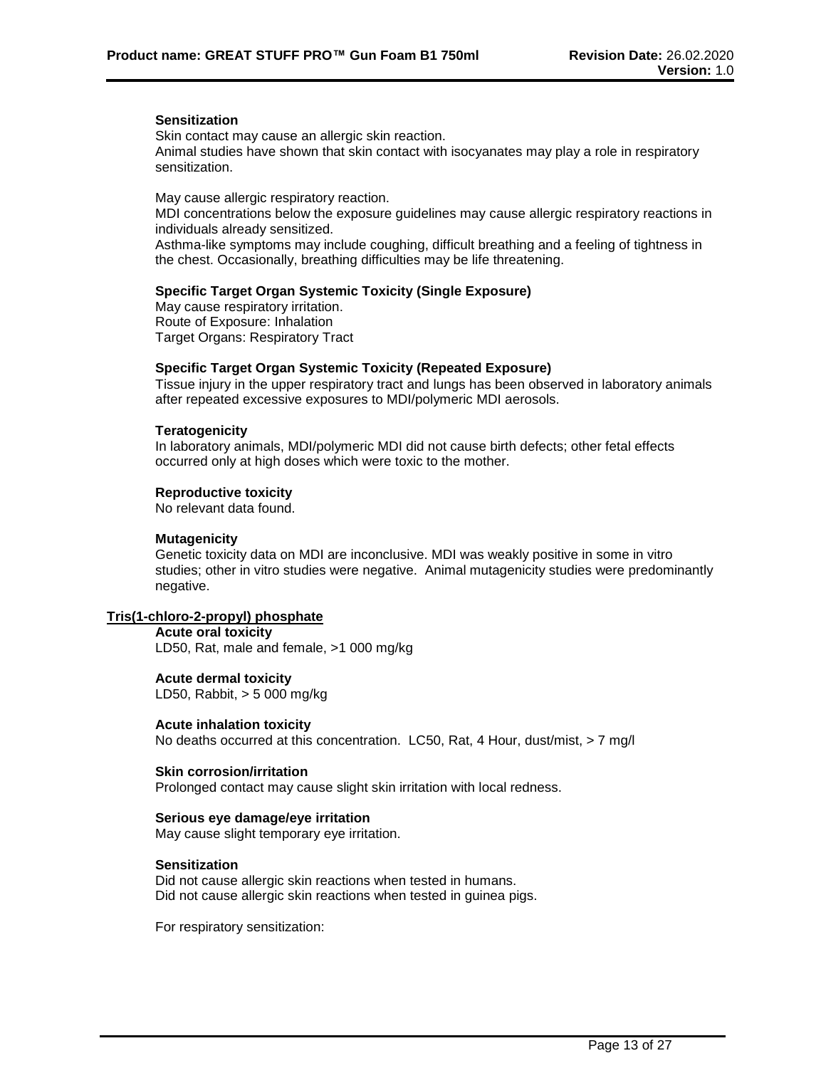**Sensitization**

Skin contact may cause an allergic skin reaction.
Animal studies have shown that skin contact with isocyanates may play a role in respiratory sensitization.

May cause allergic respiratory reaction.
MDI concentrations below the exposure guidelines may cause allergic respiratory reactions in individuals already sensitized.
Asthma-like symptoms may include coughing, difficult breathing and a feeling of tightness in the chest. Occasionally, breathing difficulties may be life threatening.

**Specific Target Organ Systemic Toxicity (Single Exposure)**

May cause respiratory irritation.
Route of Exposure: Inhalation
Target Organs: Respiratory Tract

**Specific Target Organ Systemic Toxicity (Repeated Exposure)**

Tissue injury in the upper respiratory tract and lungs has been observed in laboratory animals after repeated excessive exposures to MDI/polymeric MDI aerosols.

**Teratogenicity**

In laboratory animals, MDI/polymeric MDI did not cause birth defects; other fetal effects occurred only at high doses which were toxic to the mother.

**Reproductive toxicity**

No relevant data found.

**Mutagenicity**

Genetic toxicity data on MDI are inconclusive. MDI was weakly positive in some in vitro studies; other in vitro studies were negative. Animal mutagenicity studies were predominantly negative.

**Tris(1-chloro-2-propyl) phosphate**

**Acute oral toxicity**

LD50, Rat, male and female, >1 000 mg/kg

**Acute dermal toxicity**

LD50, Rabbit, > 5 000 mg/kg

**Acute inhalation toxicity**

No deaths occurred at this concentration. LC50, Rat, 4 Hour, dust/mist, > 7 mg/l

**Skin corrosion/irritation**

Prolonged contact may cause slight skin irritation with local redness.

**Serious eye damage/eye irritation**

May cause slight temporary eye irritation.

**Sensitization**

Did not cause allergic skin reactions when tested in humans.
Did not cause allergic skin reactions when tested in guinea pigs.

For respiratory sensitization: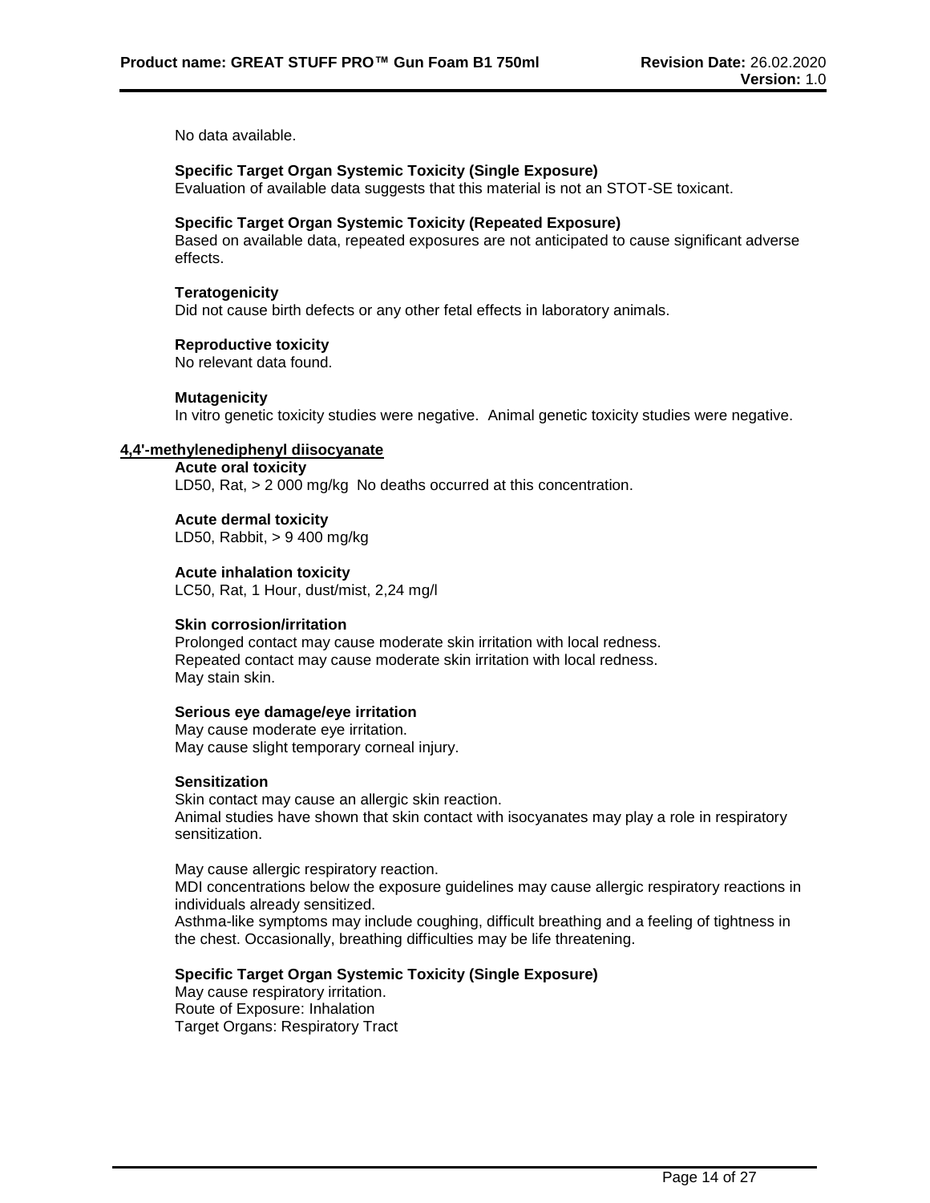No data available.

**Specific Target Organ Systemic Toxicity (Single Exposure)**
Evaluation of available data suggests that this material is not an STOT-SE toxicant.

**Specific Target Organ Systemic Toxicity (Repeated Exposure)**
Based on available data, repeated exposures are not anticipated to cause significant adverse effects.

**Teratogenicity**
Did not cause birth defects or any other fetal effects in laboratory animals.

**Reproductive toxicity**
No relevant data found.

**Mutagenicity**
In vitro genetic toxicity studies were negative. Animal genetic toxicity studies were negative.

**4,4'-methylenediphenyl diisocyanate**

**Acute oral toxicity**
LD50, Rat, > 2 000 mg/kg No deaths occurred at this concentration.

**Acute dermal toxicity**
LD50, Rabbit, > 9 400 mg/kg

**Acute inhalation toxicity**
LC50, Rat, 1 Hour, dust/mist, 2,24 mg/l

**Skin corrosion/irritation**
Prolonged contact may cause moderate skin irritation with local redness.
Repeated contact may cause moderate skin irritation with local redness.
May stain skin.

**Serious eye damage/eye irritation**
May cause moderate eye irritation.
May cause slight temporary corneal injury.

**Sensitization**
Skin contact may cause an allergic skin reaction.
Animal studies have shown that skin contact with isocyanates may play a role in respiratory sensitization.

May cause allergic respiratory reaction.
MDI concentrations below the exposure guidelines may cause allergic respiratory reactions in individuals already sensitized.
Asthma-like symptoms may include coughing, difficult breathing and a feeling of tightness in the chest. Occasionally, breathing difficulties may be life threatening.

**Specific Target Organ Systemic Toxicity (Single Exposure)**
May cause respiratory irritation.
Route of Exposure: Inhalation
Target Organs: Respiratory Tract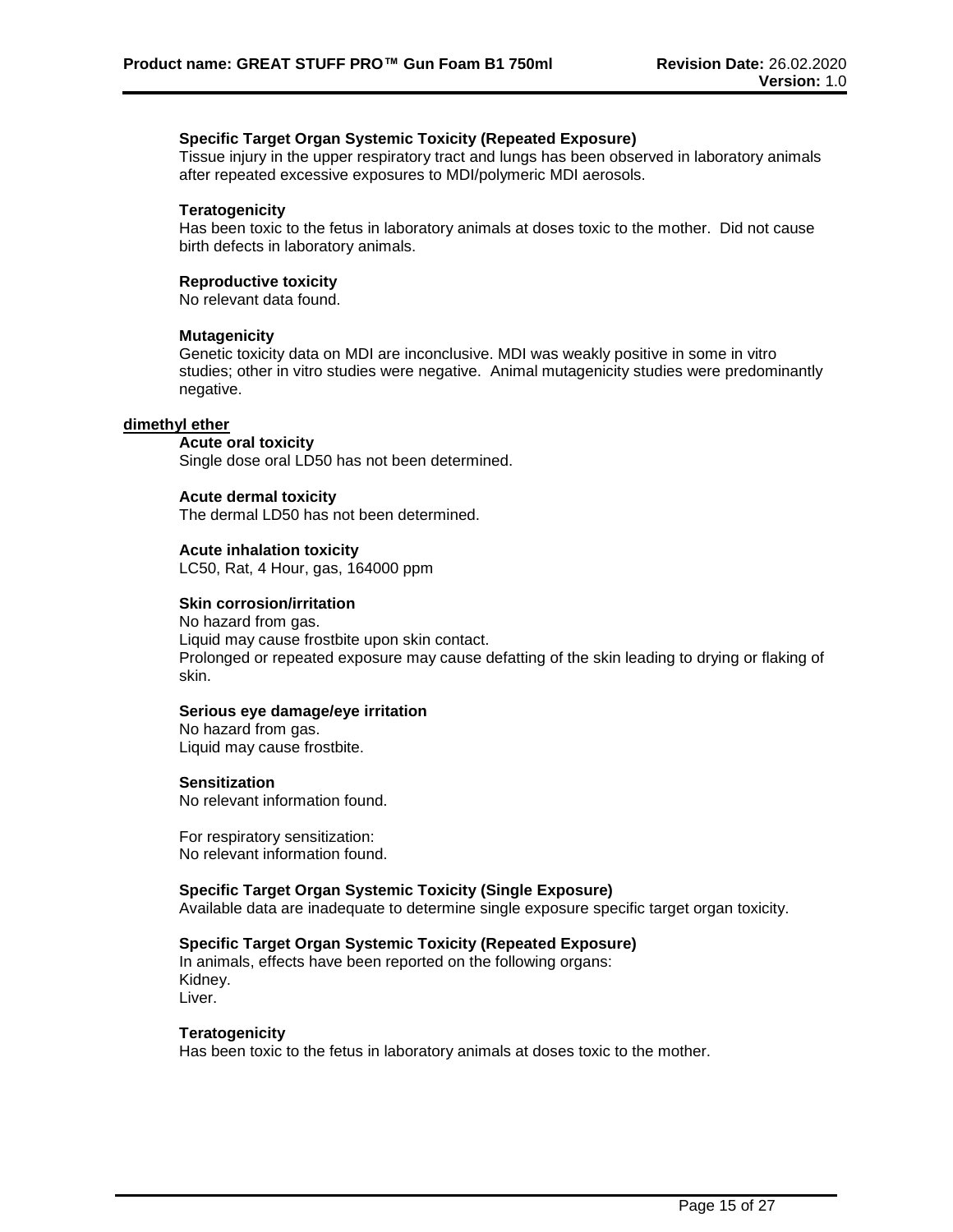**Specific Target Organ Systemic Toxicity (Repeated Exposure)**
Tissue injury in the upper respiratory tract and lungs has been observed in laboratory animals after repeated excessive exposures to MDI/polymeric MDI aerosols.

**Teratogenicity**
Has been toxic to the fetus in laboratory animals at doses toxic to the mother. Did not cause birth defects in laboratory animals.

**Reproductive toxicity**
No relevant data found.

**Mutagenicity**
Genetic toxicity data on MDI are inconclusive. MDI was weakly positive in some in vitro studies; other in vitro studies were negative. Animal mutagenicity studies were predominantly negative.

**dimethyl ether**

**Acute oral toxicity**
Single dose oral LD50 has not been determined.

**Acute dermal toxicity**
The dermal LD50 has not been determined.

**Acute inhalation toxicity**
LC50, Rat, 4 Hour, gas, 164000 ppm

**Skin corrosion/irritation**
No hazard from gas.
Liquid may cause frostbite upon skin contact.
Prolonged or repeated exposure may cause defatting of the skin leading to drying or flaking of skin.

**Serious eye damage/eye irritation**
No hazard from gas.
Liquid may cause frostbite.

**Sensitization**
No relevant information found.

For respiratory sensitization:
No relevant information found.

**Specific Target Organ Systemic Toxicity (Single Exposure)**
Available data are inadequate to determine single exposure specific target organ toxicity.

**Specific Target Organ Systemic Toxicity (Repeated Exposure)**
In animals, effects have been reported on the following organs:
Kidney.
Liver.

**Teratogenicity**
Has been toxic to the fetus in laboratory animals at doses toxic to the mother.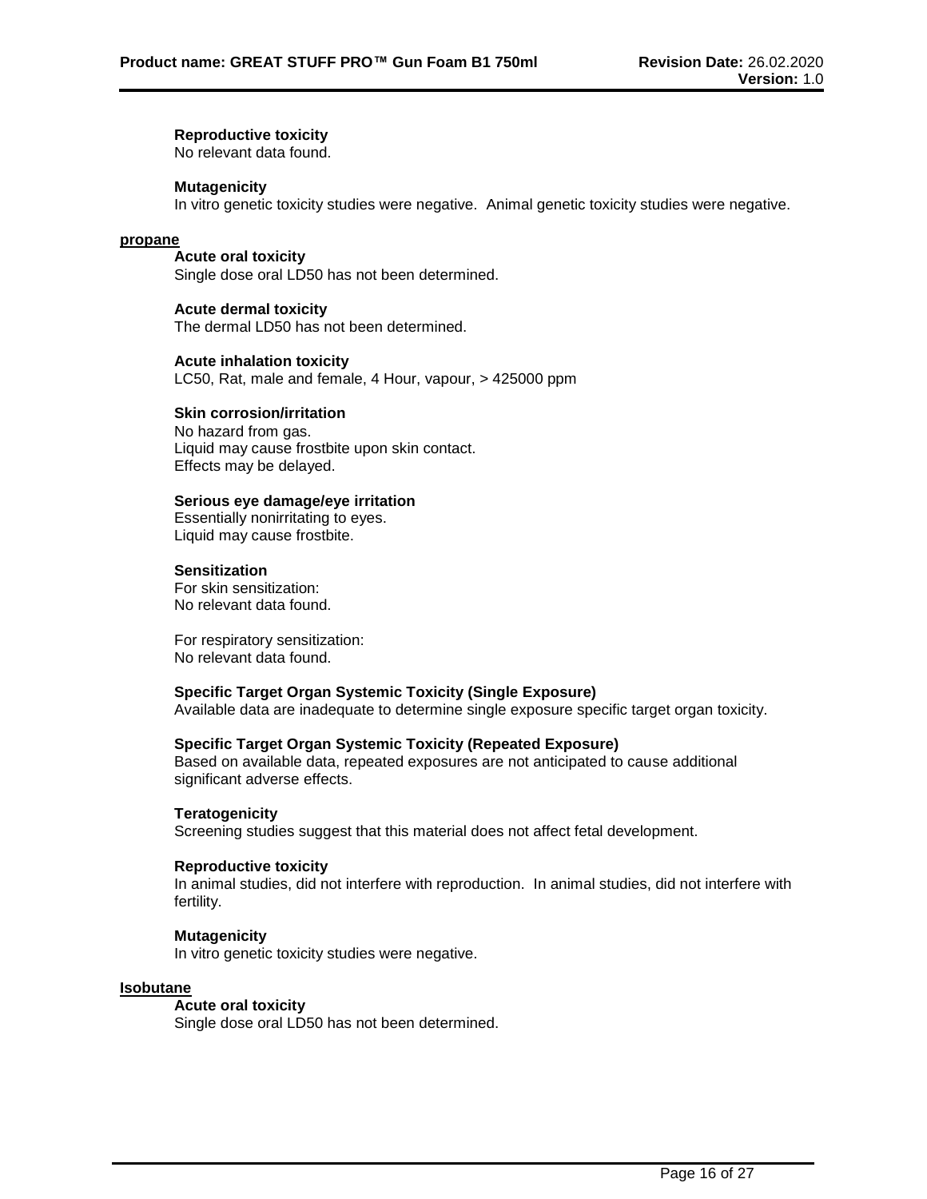#### Reproductive toxicity
No relevant data found.

#### Mutagenicity
In vitro genetic toxicity studies were negative. Animal genetic toxicity studies were negative.

### propane

#### Acute oral toxicity
Single dose oral LD50 has not been determined.

#### Acute dermal toxicity
The dermal LD50 has not been determined.

#### Acute inhalation toxicity
LC50, Rat, male and female, 4 Hour, vapour, > 425000 ppm

#### Skin corrosion/irritation
No hazard from gas.
Liquid may cause frostbite upon skin contact.
Effects may be delayed.

#### Serious eye damage/eye irritation
Essentially nonirritating to eyes.
Liquid may cause frostbite.

#### Sensitization
For skin sensitization:
No relevant data found.

For respiratory sensitization:
No relevant data found.

#### Specific Target Organ Systemic Toxicity (Single Exposure)
Available data are inadequate to determine single exposure specific target organ toxicity.

#### Specific Target Organ Systemic Toxicity (Repeated Exposure)
Based on available data, repeated exposures are not anticipated to cause additional significant adverse effects.

#### Teratogenicity
Screening studies suggest that this material does not affect fetal development.

#### Reproductive toxicity
In animal studies, did not interfere with reproduction. In animal studies, did not interfere with fertility.

#### Mutagenicity
In vitro genetic toxicity studies were negative.

### Isobutane

#### Acute oral toxicity
Single dose oral LD50 has not been determined.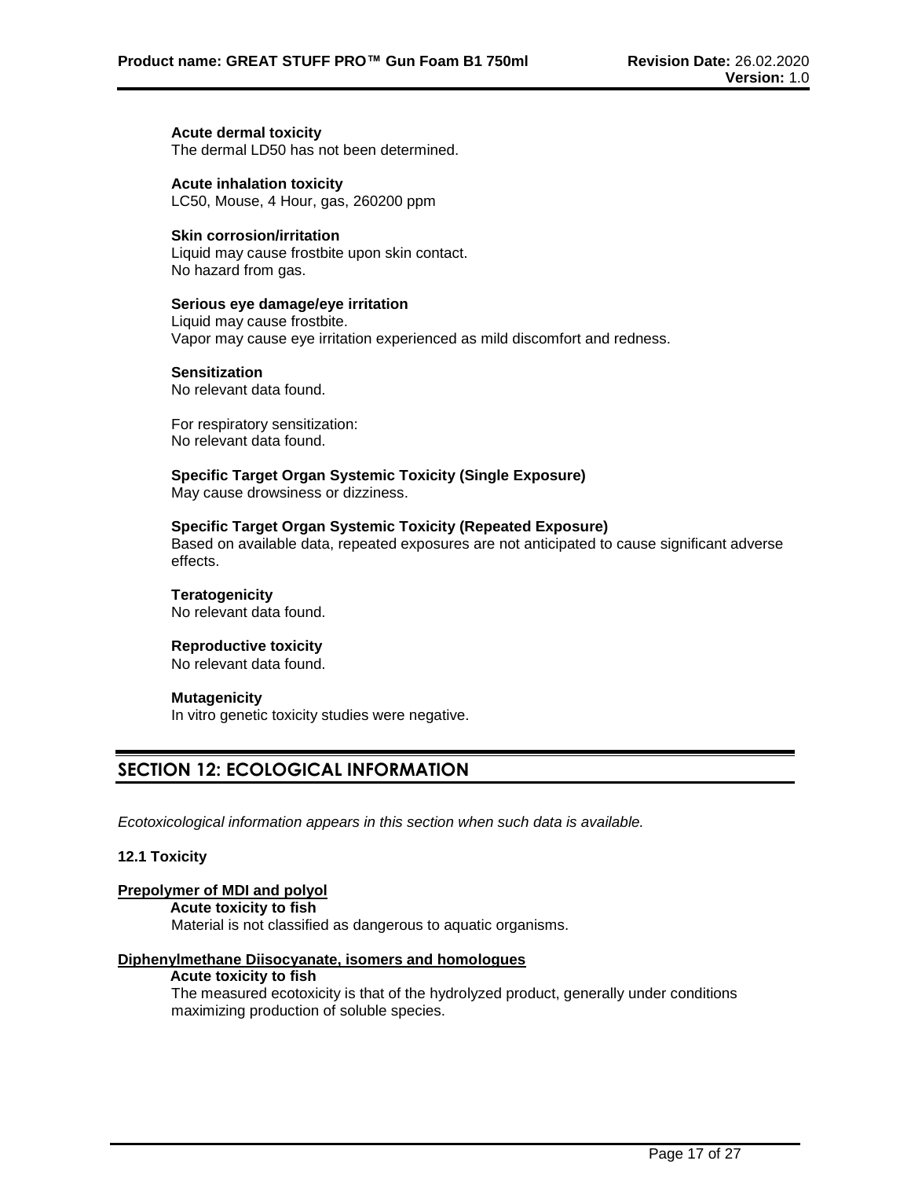**Acute dermal toxicity**
The dermal LD50 has not been determined.

**Acute inhalation toxicity**
LC50, Mouse, 4 Hour, gas, 260200 ppm

**Skin corrosion/irritation**
Liquid may cause frostbite upon skin contact.
No hazard from gas.

**Serious eye damage/eye irritation**
Liquid may cause frostbite.
Vapor may cause eye irritation experienced as mild discomfort and redness.

**Sensitization**
No relevant data found.

For respiratory sensitization:
No relevant data found.

**Specific Target Organ Systemic Toxicity (Single Exposure)**
May cause drowsiness or dizziness.

**Specific Target Organ Systemic Toxicity (Repeated Exposure)**
Based on available data, repeated exposures are not anticipated to cause significant adverse effects.

**Teratogenicity**
No relevant data found.

**Reproductive toxicity**
No relevant data found.

**Mutagenicity**
In vitro genetic toxicity studies were negative.

## SECTION 12: ECOLOGICAL INFORMATION

*Ecotoxicological information appears in this section when such data is available.*

**12.1 Toxicity**

**Prepolymer of MDI and polyol**

**Acute toxicity to fish**
Material is not classified as dangerous to aquatic organisms.

**Diphenylmethane Diisocyanate, isomers and homologues**

**Acute toxicity to fish**
The measured ecotoxicity is that of the hydrolyzed product, generally under conditions maximizing production of soluble species.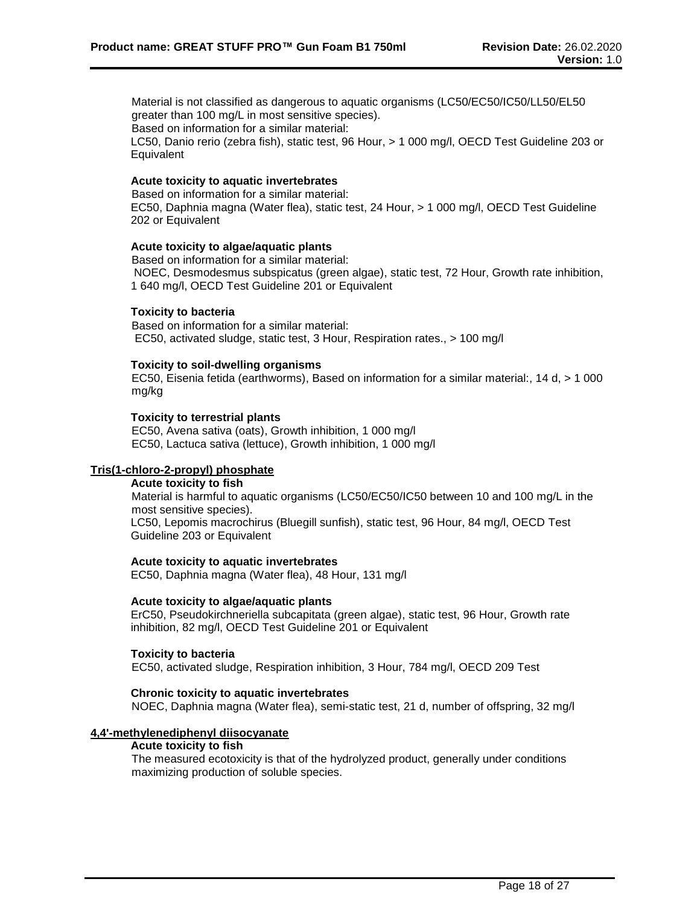Material is not classified as dangerous to aquatic organisms (LC50/EC50/IC50/LL50/EL50 greater than 100 mg/L in most sensitive species).
Based on information for a similar material:
LC50, Danio rerio (zebra fish), static test, 96 Hour, > 1 000 mg/l, OECD Test Guideline 203 or Equivalent

**Acute toxicity to aquatic invertebrates**
Based on information for a similar material:
EC50, Daphnia magna (Water flea), static test, 24 Hour, > 1 000 mg/l, OECD Test Guideline 202 or Equivalent

**Acute toxicity to algae/aquatic plants**
Based on information for a similar material:
NOEC, Desmodesmus subspicatus (green algae), static test, 72 Hour, Growth rate inhibition, 1 640 mg/l, OECD Test Guideline 201 or Equivalent

**Toxicity to bacteria**
Based on information for a similar material:
EC50, activated sludge, static test, 3 Hour, Respiration rates., > 100 mg/l

**Toxicity to soil-dwelling organisms**
EC50, Eisenia fetida (earthworms), Based on information for a similar material:, 14 d, > 1 000 mg/kg

**Toxicity to terrestrial plants**
EC50, Avena sativa (oats), Growth inhibition, 1 000 mg/l
EC50, Lactuca sativa (lettuce), Growth inhibition, 1 000 mg/l

**Tris(1-chloro-2-propyl) phosphate**

**Acute toxicity to fish**
Material is harmful to aquatic organisms (LC50/EC50/IC50 between 10 and 100 mg/L in the most sensitive species).
LC50, Lepomis macrochirus (Bluegill sunfish), static test, 96 Hour, 84 mg/l, OECD Test Guideline 203 or Equivalent

**Acute toxicity to aquatic invertebrates**
EC50, Daphnia magna (Water flea), 48 Hour, 131 mg/l

**Acute toxicity to algae/aquatic plants**
ErC50, Pseudokirchneriella subcapitata (green algae), static test, 96 Hour, Growth rate inhibition, 82 mg/l, OECD Test Guideline 201 or Equivalent

**Toxicity to bacteria**
EC50, activated sludge, Respiration inhibition, 3 Hour, 784 mg/l, OECD 209 Test

**Chronic toxicity to aquatic invertebrates**
NOEC, Daphnia magna (Water flea), semi-static test, 21 d, number of offspring, 32 mg/l

**4,4'-methylenediphenyl diisocyanate**

**Acute toxicity to fish**
The measured ecotoxicity is that of the hydrolyzed product, generally under conditions maximizing production of soluble species.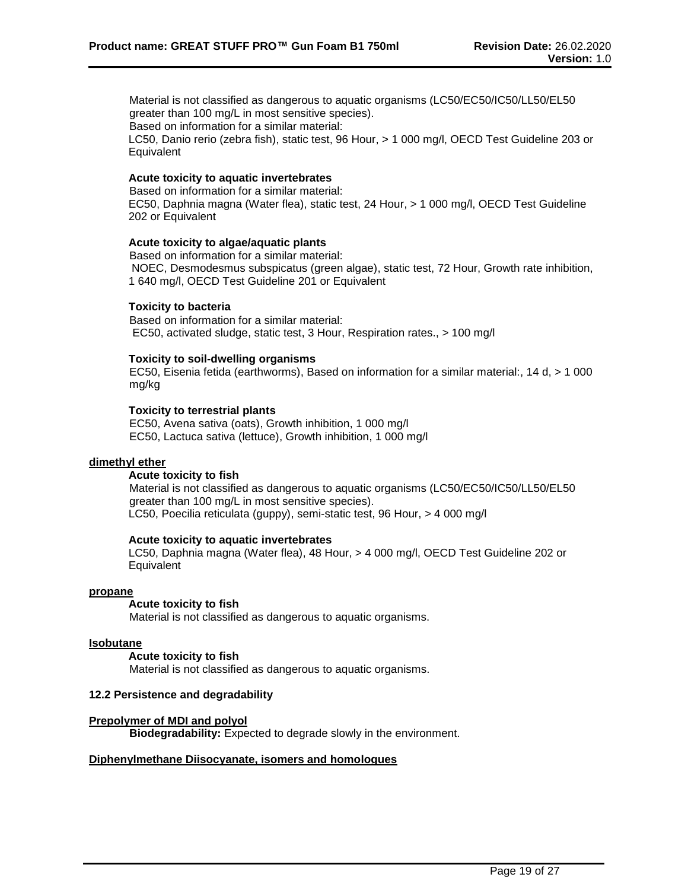Material is not classified as dangerous to aquatic organisms (LC50/EC50/IC50/LL50/EL50 greater than 100 mg/L in most sensitive species).
Based on information for a similar material:
LC50, Danio rerio (zebra fish), static test, 96 Hour, > 1 000 mg/l, OECD Test Guideline 203 or Equivalent

**Acute toxicity to aquatic invertebrates**
Based on information for a similar material:
EC50, Daphnia magna (Water flea), static test, 24 Hour, > 1 000 mg/l, OECD Test Guideline 202 or Equivalent

**Acute toxicity to algae/aquatic plants**
Based on information for a similar material:
NOEC, Desmodesmus subspicatus (green algae), static test, 72 Hour, Growth rate inhibition, 1 640 mg/l, OECD Test Guideline 201 or Equivalent

**Toxicity to bacteria**
Based on information for a similar material:
EC50, activated sludge, static test, 3 Hour, Respiration rates., > 100 mg/l

**Toxicity to soil-dwelling organisms**
EC50, Eisenia fetida (earthworms), Based on information for a similar material:, 14 d, > 1 000 mg/kg

**Toxicity to terrestrial plants**
EC50, Avena sativa (oats), Growth inhibition, 1 000 mg/l
EC50, Lactuca sativa (lettuce), Growth inhibition, 1 000 mg/l

**dimethyl ether**

**Acute toxicity to fish**
Material is not classified as dangerous to aquatic organisms (LC50/EC50/IC50/LL50/EL50 greater than 100 mg/L in most sensitive species).
LC50, Poecilia reticulata (guppy), semi-static test, 96 Hour, > 4 000 mg/l

**Acute toxicity to aquatic invertebrates**
LC50, Daphnia magna (Water flea), 48 Hour, > 4 000 mg/l, OECD Test Guideline 202 or Equivalent

**propane**

**Acute toxicity to fish**
Material is not classified as dangerous to aquatic organisms.

**Isobutane**

**Acute toxicity to fish**
Material is not classified as dangerous to aquatic organisms.

### 12.2 Persistence and degradability

**Prepolymer of MDI and polyol**

**Biodegradability:** Expected to degrade slowly in the environment.

**Diphenylmethane Diisocyanate, isomers and homologues**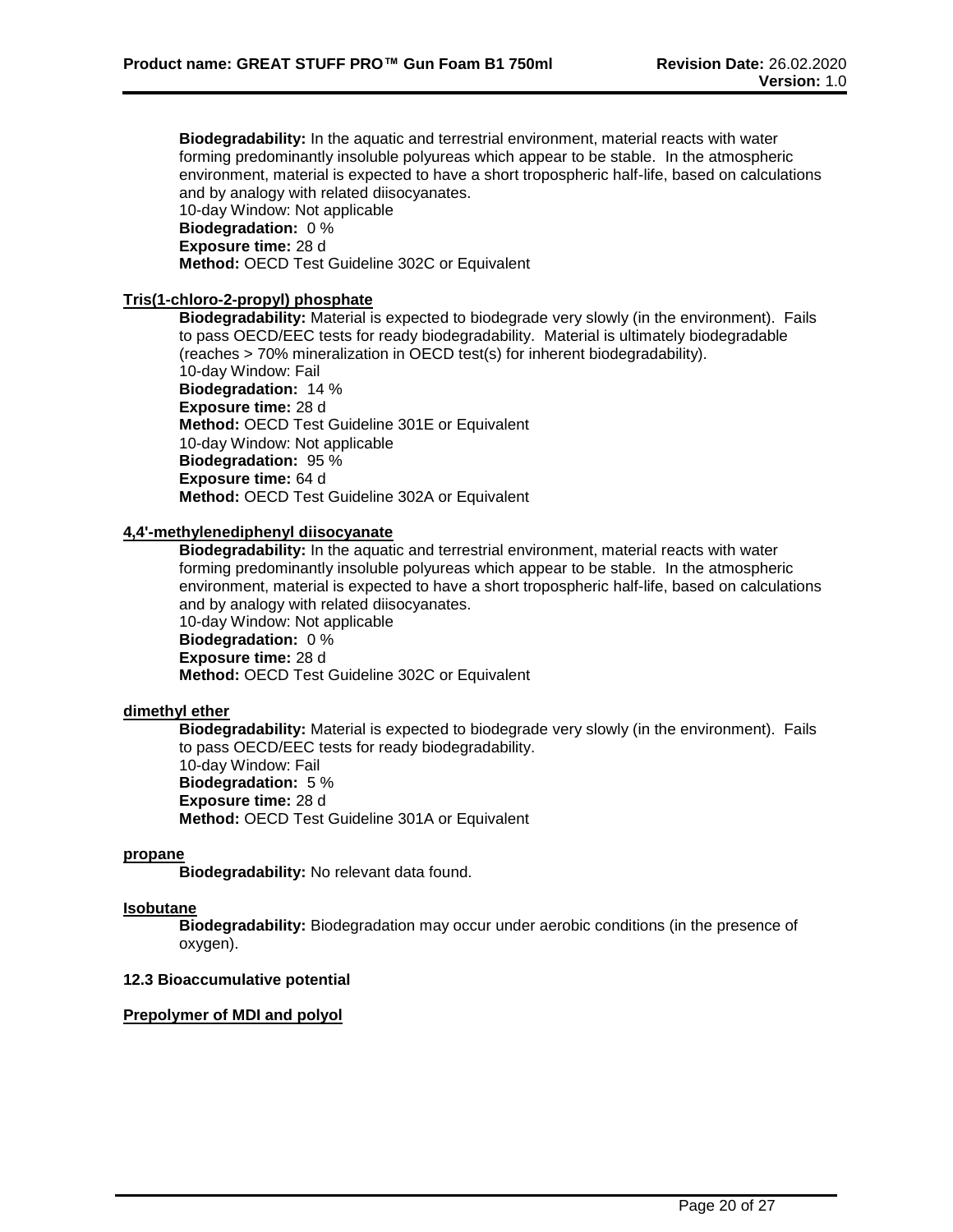**Biodegradability:** In the aquatic and terrestrial environment, material reacts with water forming predominantly insoluble polyureas which appear to be stable. In the atmospheric environment, material is expected to have a short tropospheric half-life, based on calculations and by analogy with related diisocyanates.
10-day Window: Not applicable
**Biodegradation:** 0 %
**Exposure time:** 28 d
**Method:** OECD Test Guideline 302C or Equivalent

**Tris(1-chloro-2-propyl) phosphate**

**Biodegradability:** Material is expected to biodegrade very slowly (in the environment). Fails to pass OECD/EEC tests for ready biodegradability. Material is ultimately biodegradable (reaches > 70% mineralization in OECD test(s) for inherent biodegradability).
10-day Window: Fail
**Biodegradation:** 14 %
**Exposure time:** 28 d
**Method:** OECD Test Guideline 301E or Equivalent
10-day Window: Not applicable
**Biodegradation:** 95 %
**Exposure time:** 64 d
**Method:** OECD Test Guideline 302A or Equivalent

**4,4'-methylenediphenyl diisocyanate**

**Biodegradability:** In the aquatic and terrestrial environment, material reacts with water forming predominantly insoluble polyureas which appear to be stable. In the atmospheric environment, material is expected to have a short tropospheric half-life, based on calculations and by analogy with related diisocyanates.
10-day Window: Not applicable
**Biodegradation:** 0 %
**Exposure time:** 28 d
**Method:** OECD Test Guideline 302C or Equivalent

**dimethyl ether**

**Biodegradability:** Material is expected to biodegrade very slowly (in the environment). Fails to pass OECD/EEC tests for ready biodegradability.
10-day Window: Fail
**Biodegradation:** 5 %
**Exposure time:** 28 d
**Method:** OECD Test Guideline 301A or Equivalent

**propane**

**Biodegradability:** No relevant data found.

**Isobutane**

**Biodegradability:** Biodegradation may occur under aerobic conditions (in the presence of oxygen).

**12.3 Bioaccumulative potential**

**Prepolymer of MDI and polyol**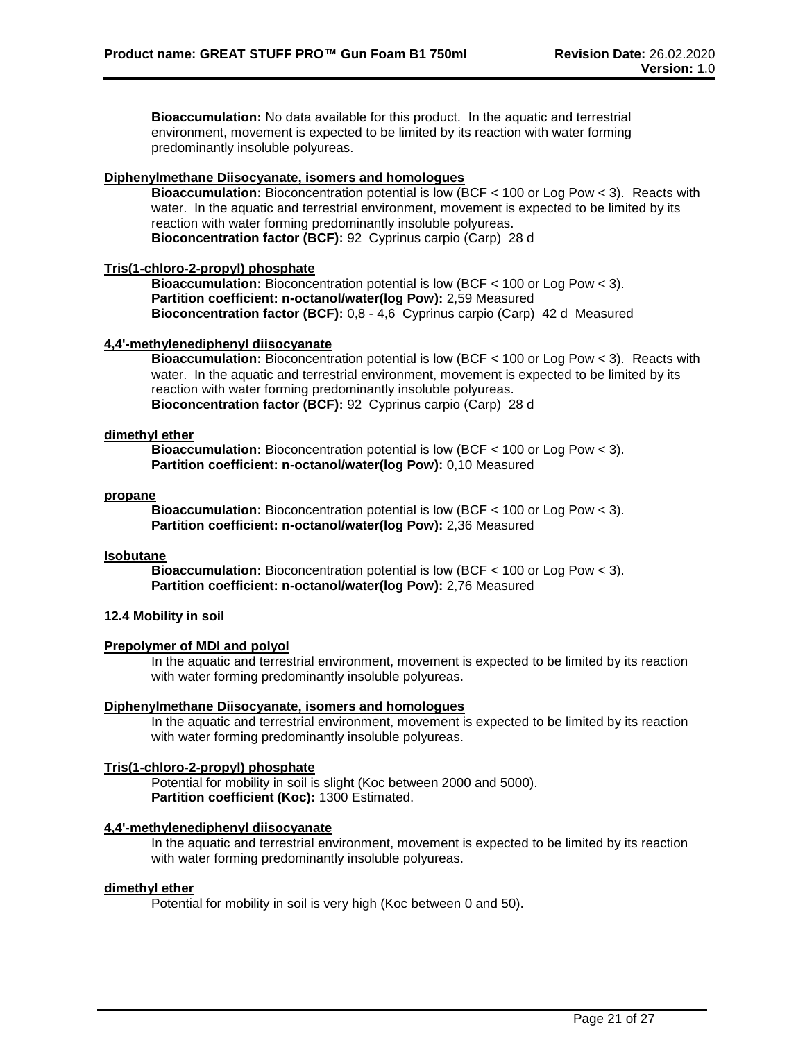**Bioaccumulation:** No data available for this product. In the aquatic and terrestrial environment, movement is expected to be limited by its reaction with water forming predominantly insoluble polyureas.

**Diphenylmethane Diisocyanate, isomers and homologues**

**Bioaccumulation:** Bioconcentration potential is low (BCF < 100 or Log Pow < 3). Reacts with water. In the aquatic and terrestrial environment, movement is expected to be limited by its reaction with water forming predominantly insoluble polyureas.
**Bioconcentration factor (BCF):** 92 Cyprinus carpio (Carp) 28 d

**Tris(1-chloro-2-propyl) phosphate**

**Bioaccumulation:** Bioconcentration potential is low (BCF < 100 or Log Pow < 3).
**Partition coefficient: n-octanol/water(log Pow):** 2,59 Measured
**Bioconcentration factor (BCF):** 0,8 - 4,6 Cyprinus carpio (Carp) 42 d Measured

**4,4'-methylenediphenyl diisocyanate**

**Bioaccumulation:** Bioconcentration potential is low (BCF < 100 or Log Pow < 3). Reacts with water. In the aquatic and terrestrial environment, movement is expected to be limited by its reaction with water forming predominantly insoluble polyureas.
**Bioconcentration factor (BCF):** 92 Cyprinus carpio (Carp) 28 d

**dimethyl ether**

**Bioaccumulation:** Bioconcentration potential is low (BCF < 100 or Log Pow < 3).
**Partition coefficient: n-octanol/water(log Pow):** 0,10 Measured

**propane**

**Bioaccumulation:** Bioconcentration potential is low (BCF < 100 or Log Pow < 3).
**Partition coefficient: n-octanol/water(log Pow):** 2,36 Measured

**Isobutane**

**Bioaccumulation:** Bioconcentration potential is low (BCF < 100 or Log Pow < 3).
**Partition coefficient: n-octanol/water(log Pow):** 2,76 Measured

### 12.4 Mobility in soil

**Prepolymer of MDI and polyol**

In the aquatic and terrestrial environment, movement is expected to be limited by its reaction with water forming predominantly insoluble polyureas.

**Diphenylmethane Diisocyanate, isomers and homologues**

In the aquatic and terrestrial environment, movement is expected to be limited by its reaction with water forming predominantly insoluble polyureas.

**Tris(1-chloro-2-propyl) phosphate**

Potential for mobility in soil is slight (Koc between 2000 and 5000).
**Partition coefficient (Koc):** 1300 Estimated.

**4,4'-methylenediphenyl diisocyanate**

In the aquatic and terrestrial environment, movement is expected to be limited by its reaction with water forming predominantly insoluble polyureas.

**dimethyl ether**

Potential for mobility in soil is very high (Koc between 0 and 50).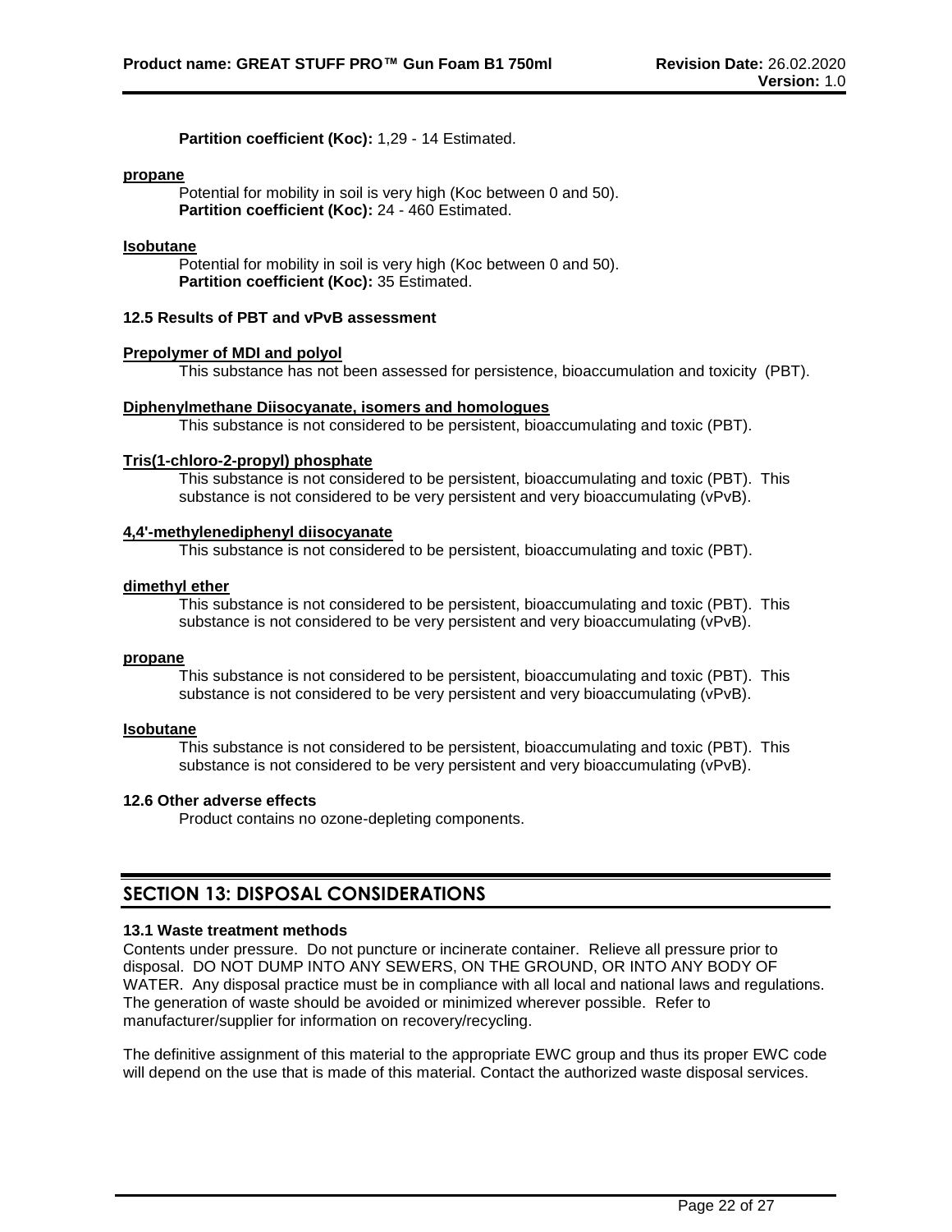**Partition coefficient (Koc):** 1,29 - 14 Estimated.

**propane**

Potential for mobility in soil is very high (Koc between 0 and 50).
**Partition coefficient (Koc):** 24 - 460 Estimated.

**Isobutane**

Potential for mobility in soil is very high (Koc between 0 and 50).
**Partition coefficient (Koc):** 35 Estimated.

### 12.5 Results of PBT and vPvB assessment

**Prepolymer of MDI and polyol**

This substance has not been assessed for persistence, bioaccumulation and toxicity (PBT).

**Diphenylmethane Diisocyanate, isomers and homologues**

This substance is not considered to be persistent, bioaccumulating and toxic (PBT).

**Tris(1-chloro-2-propyl) phosphate**

This substance is not considered to be persistent, bioaccumulating and toxic (PBT). This substance is not considered to be very persistent and very bioaccumulating (vPvB).

**4,4'-methylenediphenyl diisocyanate**

This substance is not considered to be persistent, bioaccumulating and toxic (PBT).

**dimethyl ether**

This substance is not considered to be persistent, bioaccumulating and toxic (PBT). This substance is not considered to be very persistent and very bioaccumulating (vPvB).

**propane**

This substance is not considered to be persistent, bioaccumulating and toxic (PBT). This substance is not considered to be very persistent and very bioaccumulating (vPvB).

**Isobutane**

This substance is not considered to be persistent, bioaccumulating and toxic (PBT). This substance is not considered to be very persistent and very bioaccumulating (vPvB).

### 12.6 Other adverse effects

Product contains no ozone-depleting components.

## SECTION 13: DISPOSAL CONSIDERATIONS

### 13.1 Waste treatment methods

Contents under pressure. Do not puncture or incinerate container. Relieve all pressure prior to disposal. DO NOT DUMP INTO ANY SEWERS, ON THE GROUND, OR INTO ANY BODY OF WATER. Any disposal practice must be in compliance with all local and national laws and regulations. The generation of waste should be avoided or minimized wherever possible. Refer to manufacturer/supplier for information on recovery/recycling.

The definitive assignment of this material to the appropriate EWC group and thus its proper EWC code will depend on the use that is made of this material. Contact the authorized waste disposal services.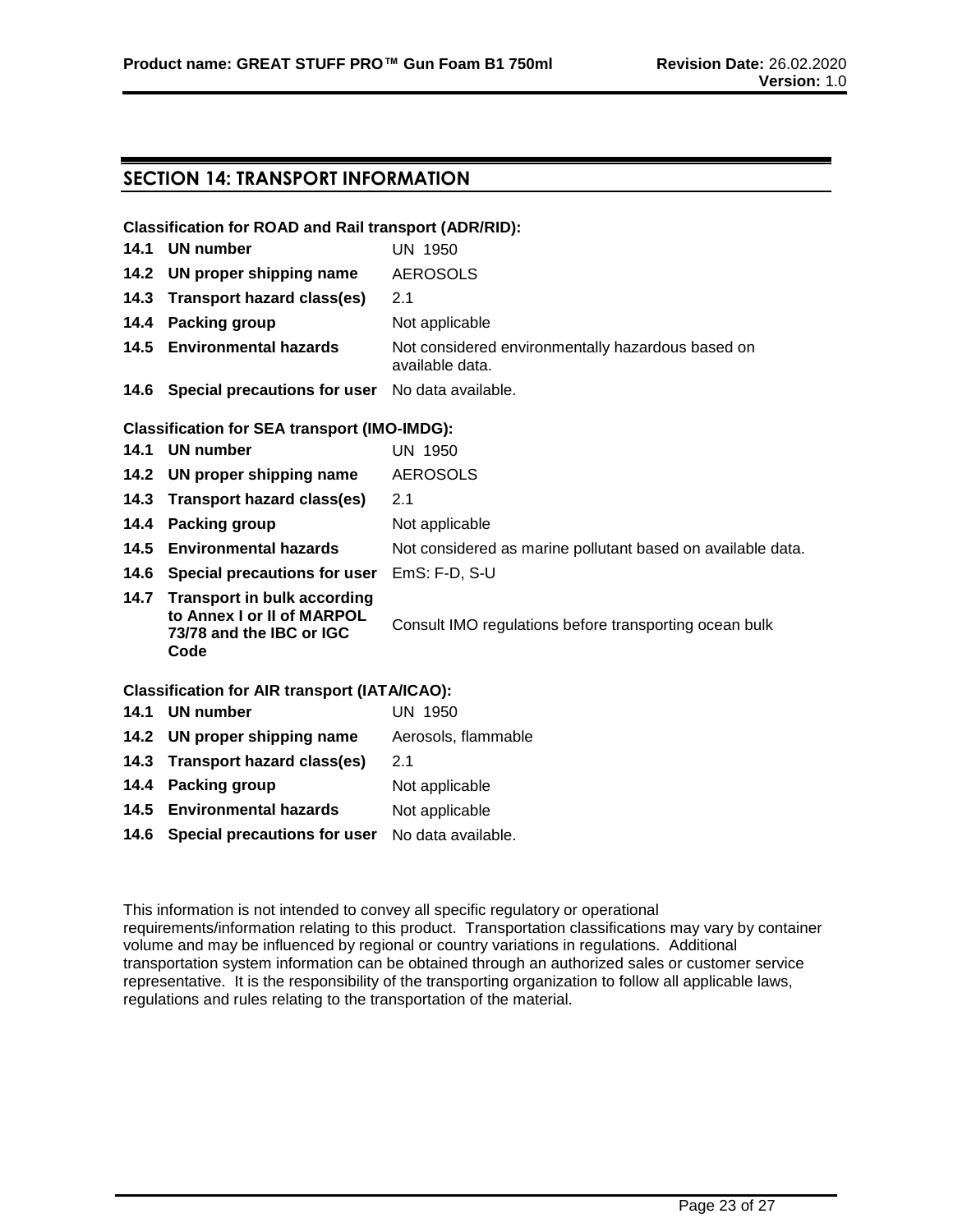## SECTION 14: TRANSPORT INFORMATION

**Classification for ROAD and Rail transport (ADR/RID):**

| | | |
|---|---|---|
| **14.1** | **UN number** | UN 1950 |
| **14.2** | **UN proper shipping name** | AEROSOLS |
| **14.3** | **Transport hazard class(es)** | 2.1 |
| **14.4** | **Packing group** | Not applicable |
| **14.5** | **Environmental hazards** | Not considered environmentally hazardous based on available data. |
| **14.6** | **Special precautions for user** | No data available. |

**Classification for SEA transport (IMO-IMDG):**

| | | |
|---|---|---|
| **14.1** | **UN number** | UN 1950 |
| **14.2** | **UN proper shipping name** | AEROSOLS |
| **14.3** | **Transport hazard class(es)** | 2.1 |
| **14.4** | **Packing group** | Not applicable |
| **14.5** | **Environmental hazards** | Not considered as marine pollutant based on available data. |
| **14.6** | **Special precautions for user** | EmS: F-D, S-U |
| **14.7** | **Transport in bulk according to Annex I or II of MARPOL 73/78 and the IBC or IGC Code** | Consult IMO regulations before transporting ocean bulk |

**Classification for AIR transport (IATA/ICAO):**

| | | |
|---|---|---|
| **14.1** | **UN number** | UN 1950 |
| **14.2** | **UN proper shipping name** | Aerosols, flammable |
| **14.3** | **Transport hazard class(es)** | 2.1 |
| **14.4** | **Packing group** | Not applicable |
| **14.5** | **Environmental hazards** | Not applicable |
| **14.6** | **Special precautions for user** | No data available. |

This information is not intended to convey all specific regulatory or operational requirements/information relating to this product. Transportation classifications may vary by container volume and may be influenced by regional or country variations in regulations. Additional transportation system information can be obtained through an authorized sales or customer service representative. It is the responsibility of the transporting organization to follow all applicable laws, regulations and rules relating to the transportation of the material.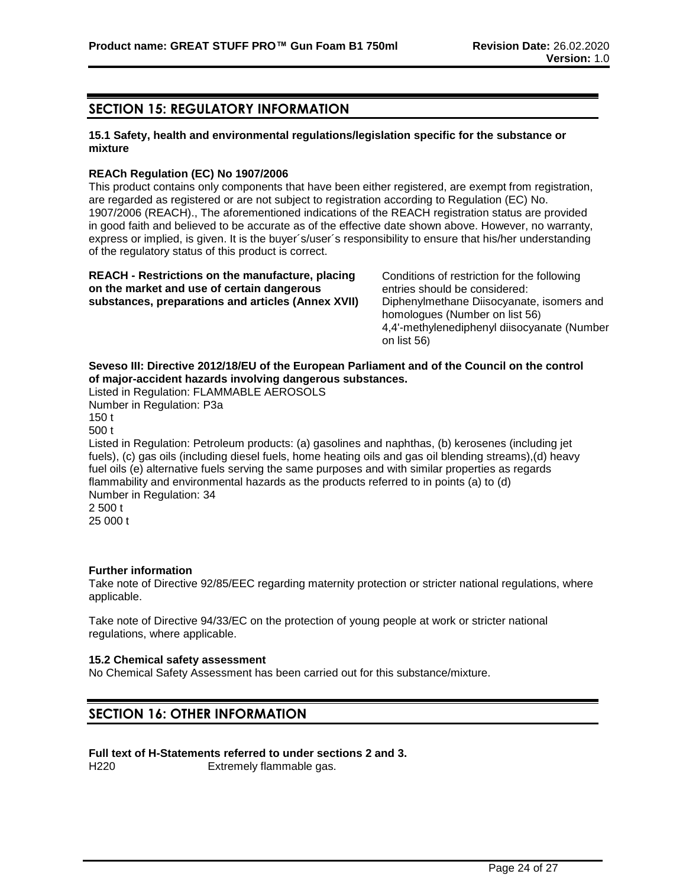## SECTION 15: REGULATORY INFORMATION

**15.1 Safety, health and environmental regulations/legislation specific for the substance or mixture**

**REACh Regulation (EC) No 1907/2006**

This product contains only components that have been either registered, are exempt from registration, are regarded as registered or are not subject to registration according to Regulation (EC) No. 1907/2006 (REACH)., The aforementioned indications of the REACH registration status are provided in good faith and believed to be accurate as of the effective date shown above. However, no warranty, express or implied, is given. It is the buyer´s/user´s responsibility to ensure that his/her understanding of the regulatory status of this product is correct.

**REACH - Restrictions on the manufacture, placing on the market and use of certain dangerous substances, preparations and articles (Annex XVII)**

Conditions of restriction for the following entries should be considered:
Diphenylmethane Diisocyanate, isomers and homologues (Number on list 56)
4,4'-methylenediphenyl diisocyanate (Number on list 56)

**Seveso III: Directive 2012/18/EU of the European Parliament and of the Council on the control of major-accident hazards involving dangerous substances.**

Listed in Regulation: FLAMMABLE AEROSOLS
Number in Regulation: P3a
150 t
500 t
Listed in Regulation: Petroleum products: (a) gasolines and naphthas, (b) kerosenes (including jet fuels), (c) gas oils (including diesel fuels, home heating oils and gas oil blending streams),(d) heavy fuel oils (e) alternative fuels serving the same purposes and with similar properties as regards flammability and environmental hazards as the products referred to in points (a) to (d)
Number in Regulation: 34
2 500 t
25 000 t

**Further information**

Take note of Directive 92/85/EEC regarding maternity protection or stricter national regulations, where applicable.

Take note of Directive 94/33/EC on the protection of young people at work or stricter national regulations, where applicable.

**15.2 Chemical safety assessment**

No Chemical Safety Assessment has been carried out for this substance/mixture.

## SECTION 16: OTHER INFORMATION

**Full text of H-Statements referred to under sections 2 and 3.**

H220 Extremely flammable gas.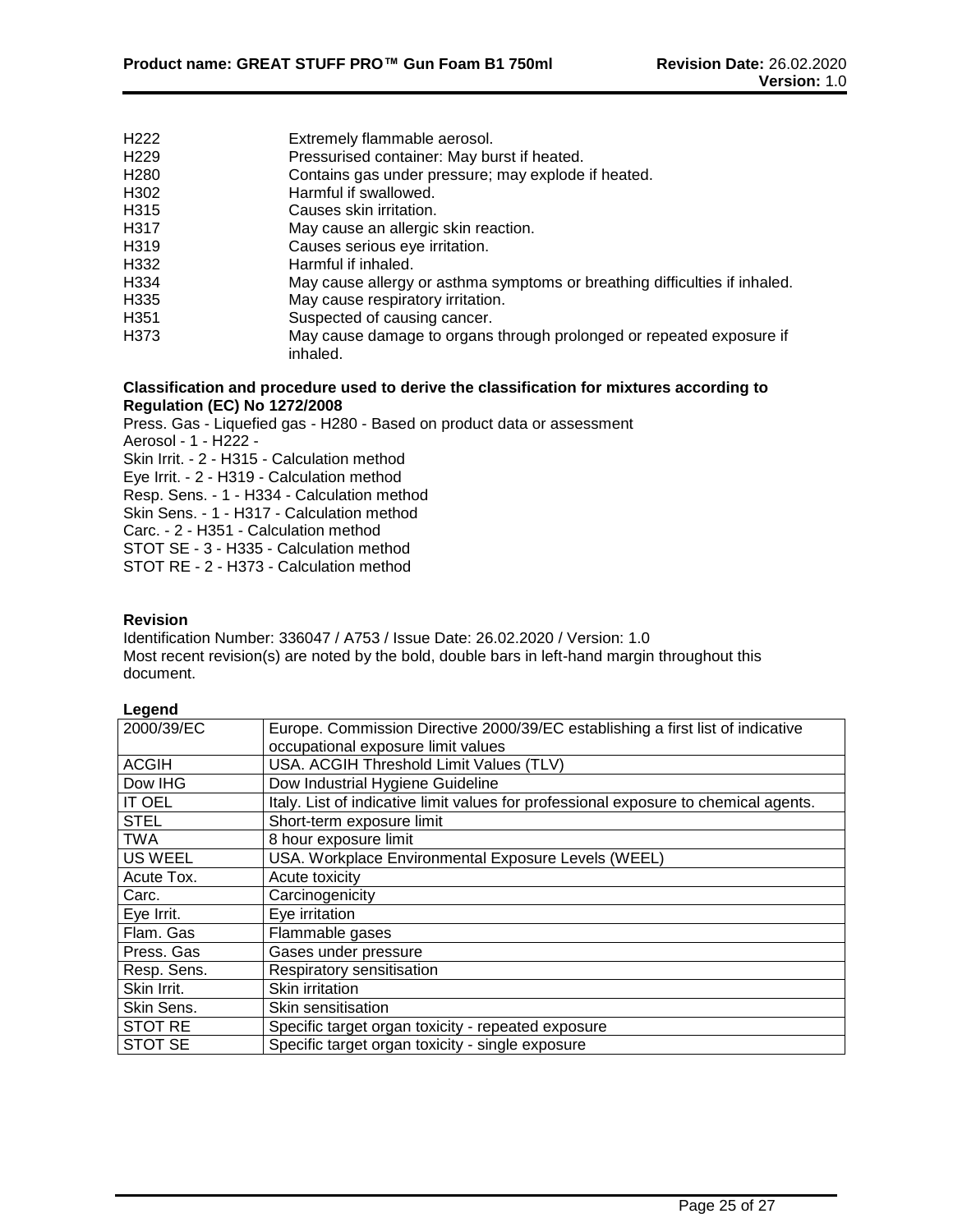| | |
|---|---|
| H222 | Extremely flammable aerosol. |
| H229 | Pressurised container: May burst if heated. |
| H280 | Contains gas under pressure; may explode if heated. |
| H302 | Harmful if swallowed. |
| H315 | Causes skin irritation. |
| H317 | May cause an allergic skin reaction. |
| H319 | Causes serious eye irritation. |
| H332 | Harmful if inhaled. |
| H334 | May cause allergy or asthma symptoms or breathing difficulties if inhaled. |
| H335 | May cause respiratory irritation. |
| H351 | Suspected of causing cancer. |
| H373 | May cause damage to organs through prolonged or repeated exposure if inhaled. |

**Classification and procedure used to derive the classification for mixtures according to Regulation (EC) No 1272/2008**

Press. Gas - Liquefied gas - H280 - Based on product data or assessment
Aerosol - 1 - H222 -
Skin Irrit. - 2 - H315 - Calculation method
Eye Irrit. - 2 - H319 - Calculation method
Resp. Sens. - 1 - H334 - Calculation method
Skin Sens. - 1 - H317 - Calculation method
Carc. - 2 - H351 - Calculation method
STOT SE - 3 - H335 - Calculation method
STOT RE - 2 - H373 - Calculation method

**Revision**

Identification Number: 336047 / A753 / Issue Date: 26.02.2020 / Version: 1.0
Most recent revision(s) are noted by the bold, double bars in left-hand margin throughout this document.

**Legend**

| | |
|---|---|
| 2000/39/EC | Europe. Commission Directive 2000/39/EC establishing a first list of indicative occupational exposure limit values |
| ACGIH | USA. ACGIH Threshold Limit Values (TLV) |
| Dow IHG | Dow Industrial Hygiene Guideline |
| IT OEL | Italy. List of indicative limit values for professional exposure to chemical agents. |
| STEL | Short-term exposure limit |
| TWA | 8 hour exposure limit |
| US WEEL | USA. Workplace Environmental Exposure Levels (WEEL) |
| Acute Tox. | Acute toxicity |
| Carc. | Carcinogenicity |
| Eye Irrit. | Eye irritation |
| Flam. Gas | Flammable gases |
| Press. Gas | Gases under pressure |
| Resp. Sens. | Respiratory sensitisation |
| Skin Irrit. | Skin irritation |
| Skin Sens. | Skin sensitisation |
| STOT RE | Specific target organ toxicity - repeated exposure |
| STOT SE | Specific target organ toxicity - single exposure |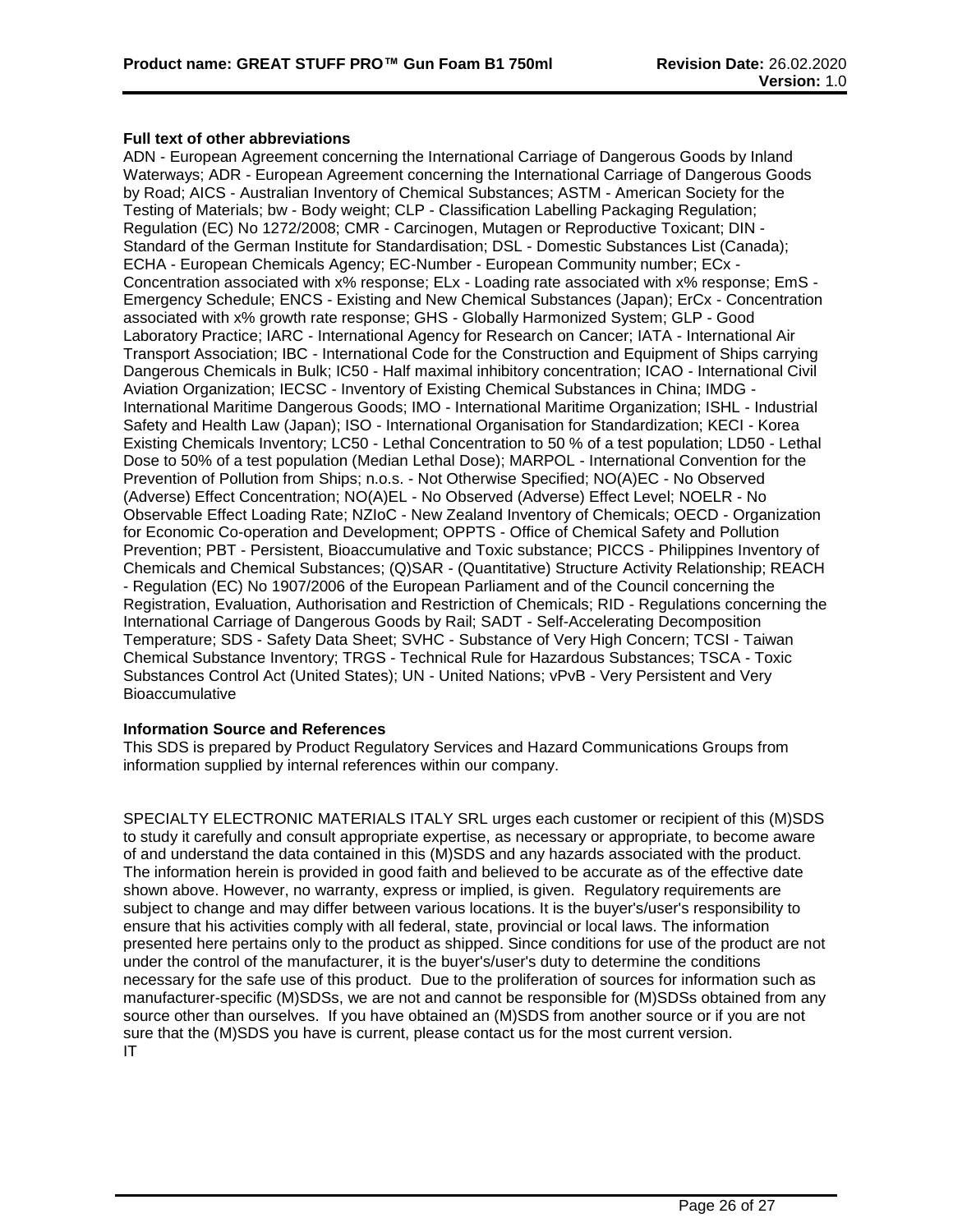**Full text of other abbreviations**

ADN - European Agreement concerning the International Carriage of Dangerous Goods by Inland Waterways; ADR - European Agreement concerning the International Carriage of Dangerous Goods by Road; AICS - Australian Inventory of Chemical Substances; ASTM - American Society for the Testing of Materials; bw - Body weight; CLP - Classification Labelling Packaging Regulation; Regulation (EC) No 1272/2008; CMR - Carcinogen, Mutagen or Reproductive Toxicant; DIN - Standard of the German Institute for Standardisation; DSL - Domestic Substances List (Canada); ECHA - European Chemicals Agency; EC-Number - European Community number; ECx - Concentration associated with x% response; ELx - Loading rate associated with x% response; EmS - Emergency Schedule; ENCS - Existing and New Chemical Substances (Japan); ErCx - Concentration associated with x% growth rate response; GHS - Globally Harmonized System; GLP - Good Laboratory Practice; IARC - International Agency for Research on Cancer; IATA - International Air Transport Association; IBC - International Code for the Construction and Equipment of Ships carrying Dangerous Chemicals in Bulk; IC50 - Half maximal inhibitory concentration; ICAO - International Civil Aviation Organization; IECSC - Inventory of Existing Chemical Substances in China; IMDG - International Maritime Dangerous Goods; IMO - International Maritime Organization; ISHL - Industrial Safety and Health Law (Japan); ISO - International Organisation for Standardization; KECI - Korea Existing Chemicals Inventory; LC50 - Lethal Concentration to 50 % of a test population; LD50 - Lethal Dose to 50% of a test population (Median Lethal Dose); MARPOL - International Convention for the Prevention of Pollution from Ships; n.o.s. - Not Otherwise Specified; NO(A)EC - No Observed (Adverse) Effect Concentration; NO(A)EL - No Observed (Adverse) Effect Level; NOELR - No Observable Effect Loading Rate; NZIoC - New Zealand Inventory of Chemicals; OECD - Organization for Economic Co-operation and Development; OPPTS - Office of Chemical Safety and Pollution Prevention; PBT - Persistent, Bioaccumulative and Toxic substance; PICCS - Philippines Inventory of Chemicals and Chemical Substances; (Q)SAR - (Quantitative) Structure Activity Relationship; REACH - Regulation (EC) No 1907/2006 of the European Parliament and of the Council concerning the Registration, Evaluation, Authorisation and Restriction of Chemicals; RID - Regulations concerning the International Carriage of Dangerous Goods by Rail; SADT - Self-Accelerating Decomposition Temperature; SDS - Safety Data Sheet; SVHC - Substance of Very High Concern; TCSI - Taiwan Chemical Substance Inventory; TRGS - Technical Rule for Hazardous Substances; TSCA - Toxic Substances Control Act (United States); UN - United Nations; vPvB - Very Persistent and Very Bioaccumulative

**Information Source and References**

This SDS is prepared by Product Regulatory Services and Hazard Communications Groups from information supplied by internal references within our company.

SPECIALTY ELECTRONIC MATERIALS ITALY SRL urges each customer or recipient of this (M)SDS to study it carefully and consult appropriate expertise, as necessary or appropriate, to become aware of and understand the data contained in this (M)SDS and any hazards associated with the product. The information herein is provided in good faith and believed to be accurate as of the effective date shown above. However, no warranty, express or implied, is given. Regulatory requirements are subject to change and may differ between various locations. It is the buyer's/user's responsibility to ensure that his activities comply with all federal, state, provincial or local laws. The information presented here pertains only to the product as shipped. Since conditions for use of the product are not under the control of the manufacturer, it is the buyer's/user's duty to determine the conditions necessary for the safe use of this product. Due to the proliferation of sources for information such as manufacturer-specific (M)SDSs, we are not and cannot be responsible for (M)SDSs obtained from any source other than ourselves. If you have obtained an (M)SDS from another source or if you are not sure that the (M)SDS you have is current, please contact us for the most current version.
IT